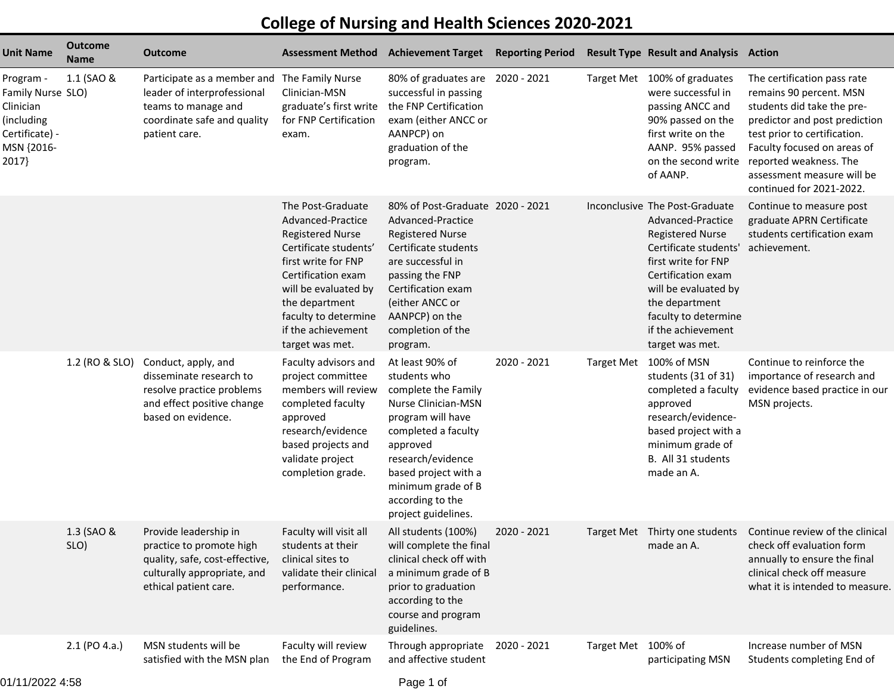# College of Nursing and Health Sciences 2020-2021

| Unit Name | Outcome Name | Outcome | Assessment Method | Achievement Target | Reporting Period | Result Type | Result and Analysis | Action |
|---|---|---|---|---|---|---|---|---|
| Program - Family Nurse Clinician (including Certificate) - MSN {2016-2017} | 1.1 (SAO & SLO) | Participate as a member and leader of interprofessional teams to manage and coordinate safe and quality patient care. | The Family Nurse Clinician-MSN graduate's first write for FNP Certification exam. | 80% of graduates are successful in passing the FNP Certification exam (either ANCC or AANPCP) on graduation of the program. | 2020 - 2021 | Target Met | 100% of graduates were successful in passing ANCC and 90% passed on the first write on the AANP. 95% passed on the second write of AANP. | The certification pass rate remains 90 percent. MSN students did take the pre-predictor and post prediction test prior to certification. Faculty focused on areas of reported weakness. The assessment measure will be continued for 2021-2022. |
| | | | The Post-Graduate Advanced-Practice Registered Nurse Certificate students' first write for FNP Certification exam will be evaluated by the department faculty to determine if the achievement target was met. | 80% of Post-Graduate Advanced-Practice Registered Nurse Certificate students are successful in passing the FNP Certification exam (either ANCC or AANPCP) on the completion of the program. | 2020 - 2021 | Inconclusive | The Post-Graduate Advanced-Practice Registered Nurse Certificate students' first write for FNP Certification exam will be evaluated by the department faculty to determine if the achievement target was met. | Continue to measure post graduate APRN Certificate students certification exam achievement. |
| | 1.2 (RO & SLO) | Conduct, apply, and disseminate research to resolve practice problems and effect positive change based on evidence. | Faculty advisors and project committee members will review completed faculty approved research/evidence based projects and validate project completion grade. | At least 90% of students who complete the Family Nurse Clinician-MSN program will have completed a faculty approved research/evidence based project with a minimum grade of B according to the project guidelines. | 2020 - 2021 | Target Met | 100% of MSN students (31 of 31) completed a faculty approved research/evidence-based project with a minimum grade of B. All 31 students made an A. | Continue to reinforce the importance of research and evidence based practice in our MSN projects. |
| | 1.3 (SAO & SLO) | Provide leadership in practice to promote high quality, safe, cost-effective, culturally appropriate, and ethical patient care. | Faculty will visit all students at their clinical sites to validate their clinical performance. | All students (100%) will complete the final clinical check off with a minimum grade of B prior to graduation according to the course and program guidelines. | 2020 - 2021 | Target Met | Thirty one students made an A. | Continue review of the clinical check off evaluation form annually to ensure the final clinical check off measure what it is intended to measure. |
| | 2.1 (PO 4.a.) | MSN students will be satisfied with the MSN plan | Faculty will review the End of Program | Through appropriate and affective student | 2020 - 2021 | Target Met | 100% of participating MSN | Increase number of MSN Students completing End of |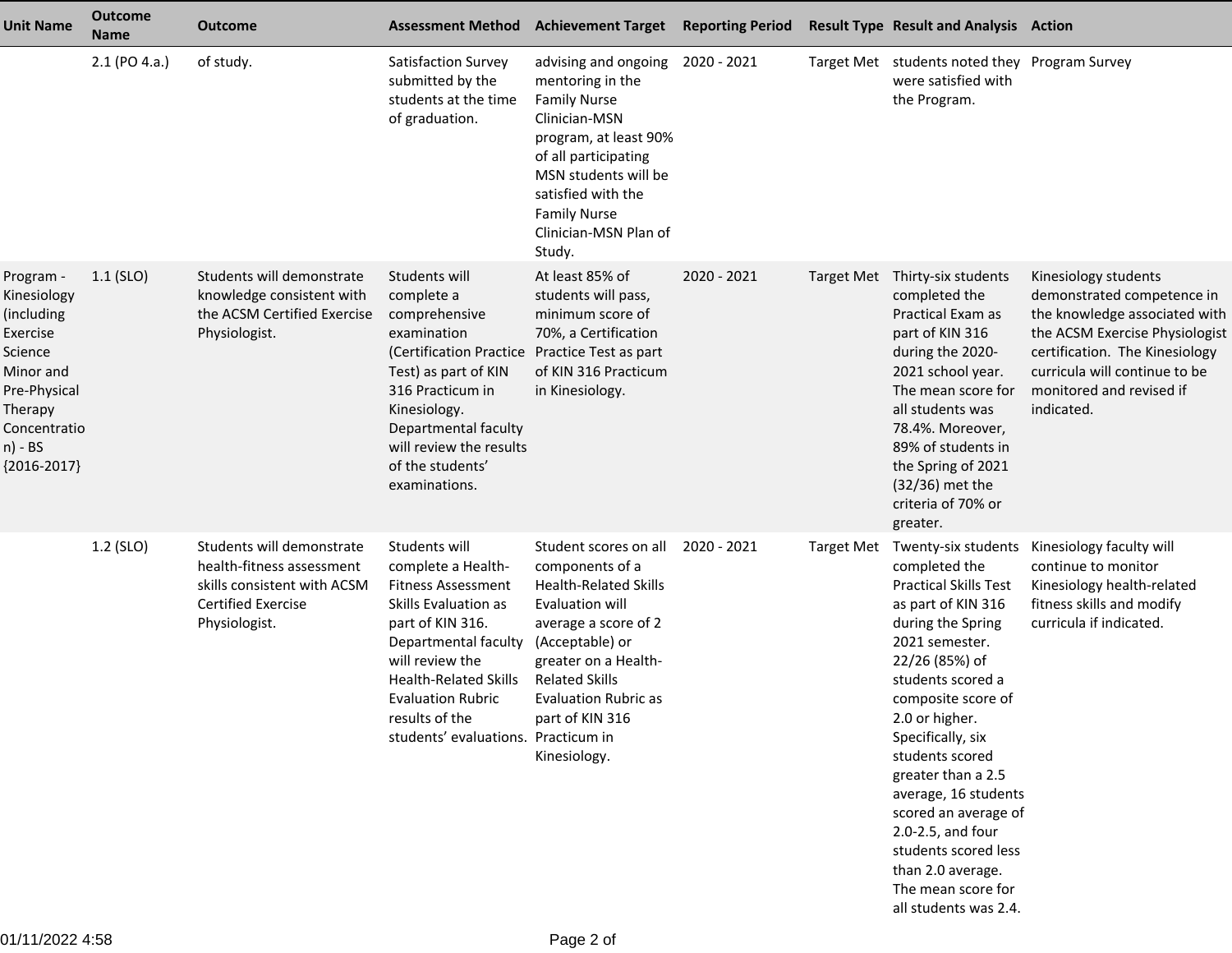| Unit Name | Outcome Name | Outcome | Assessment Method | Achievement Target | Reporting Period | Result Type | Result and Analysis | Action |
|---|---|---|---|---|---|---|---|---|
| | 2.1 (PO 4.a.) | of study. | Satisfaction Survey submitted by the students at the time of graduation. | advising and ongoing mentoring in the Family Nurse Clinician-MSN program, at least 90% of all participating MSN students will be satisfied with the Family Nurse Clinician-MSN Plan of Study. | 2020 - 2021 | Target Met | students noted they were satisfied with the Program. | Program Survey |
| Program - Kinesiology (including Exercise Science Minor and Pre-Physical Therapy Concentration) - BS {2016-2017} | 1.1 (SLO) | Students will demonstrate knowledge consistent with the ACSM Certified Exercise Physiologist. | Students will complete a comprehensive examination (Certification Practice Test) as part of KIN 316 Practicum in Kinesiology. Departmental faculty will review the results of the students' examinations. | At least 85% of students will pass, minimum score of 70%, a Certification Practice Test as part of KIN 316 Practicum in Kinesiology. | 2020 - 2021 | Target Met | Thirty-six students completed the Practical Exam as part of KIN 316 during the 2020-2021 school year. The mean score for all students was 78.4%. Moreover, 89% of students in the Spring of 2021 (32/36) met the criteria of 70% or greater. | Kinesiology students demonstrated competence in the knowledge associated with the ACSM Exercise Physiologist certification. The Kinesiology curricula will continue to be monitored and revised if indicated. |
| | 1.2 (SLO) | Students will demonstrate health-fitness assessment skills consistent with ACSM Certified Exercise Physiologist. | Students will complete a Health-Fitness Assessment Skills Evaluation as part of KIN 316. Departmental faculty will review the Health-Related Skills Evaluation Rubric results of the students' evaluations. | Student scores on all components of a Health-Related Skills Evaluation will average a score of 2 (Acceptable) or greater on a Health-Related Skills Evaluation Rubric as part of KIN 316 Practicum in Kinesiology. | 2020 - 2021 | Target Met | Twenty-six students completed the Practical Skills Test as part of KIN 316 during the Spring 2021 semester. 22/26 (85%) of students scored a composite score of 2.0 or higher. Specifically, six students scored greater than a 2.5 average, 16 students scored an average of 2.0-2.5, and four students scored less than 2.0 average. The mean score for all students was 2.4. | Kinesiology faculty will continue to monitor Kinesiology health-related fitness skills and modify curricula if indicated. |

01/11/2022 4:58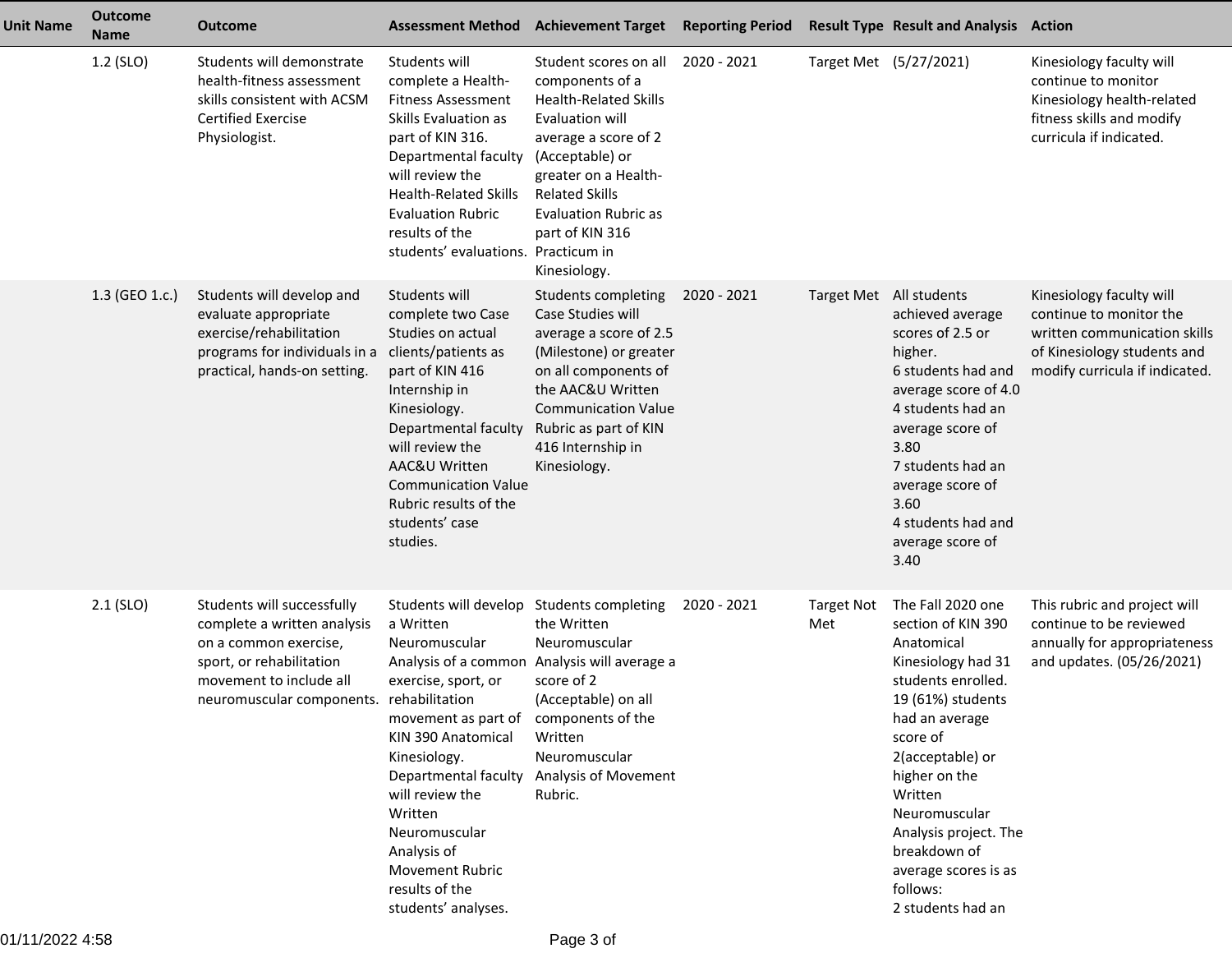| Unit Name | Outcome Name | Outcome | Assessment Method | Achievement Target | Reporting Period | Result Type | Result and Analysis | Action |
|---|---|---|---|---|---|---|---|---|
| | 1.2 (SLO) | Students will demonstrate health-fitness assessment skills consistent with ACSM Certified Exercise Physiologist. | Students will complete a Health-Fitness Assessment Skills Evaluation as part of KIN 316. Departmental faculty will review the Health-Related Skills Evaluation Rubric results of the students' evaluations. | Student scores on all components of a Health-Related Skills Evaluation will average a score of 2 (Acceptable) or greater on a Health-Related Skills Evaluation as part of KIN 316 Practicum in Kinesiology. | 2020 - 2021 | Target Met | (5/27/2021) | Kinesiology faculty will continue to monitor Kinesiology health-related fitness skills and modify curricula if indicated. |
| | 1.3 (GEO 1.c.) | Students will develop and evaluate appropriate exercise/rehabilitation programs for individuals in a practical, hands-on setting. | Students will complete two Case Studies on actual clients/patients as part of KIN 416 Internship in Kinesiology. Departmental faculty will review the AAC&U Written Communication Value Rubric results of the students' case studies. | Students completing Case Studies will average a score of 2.5 (Milestone) or greater on all components of the AAC&U Written Communication Value Rubric as part of KIN 416 Internship in Kinesiology. | 2020 - 2021 | Target Met | All students achieved average scores of 2.5 or higher.<br>6 students had and average score of 4.0<br>4 students had an average score of 3.80<br>7 students had an average score of 3.60<br>4 students had and average score of 3.40 | Kinesiology faculty will continue to monitor the written communication skills of Kinesiology students and modify curricula if indicated. |
| | 2.1 (SLO) | Students will successfully complete a written analysis on a common exercise, sport, or rehabilitation movement to include all neuromuscular components. | Students will develop a Written Neuromuscular Analysis of a common exercise, sport, or rehabilitation movement as part of KIN 390 Anatomical Kinesiology. Departmental faculty will review the Written Neuromuscular Analysis of Movement Rubric results of the students' analyses. | Students completing the Written Neuromuscular Analysis will average a score of 2 (Acceptable) on all components of the Written Neuromuscular Analysis of Movement Rubric. | 2020 - 2021 | Target Not Met | The Fall 2020 one section of KIN 390 Anatomical Kinesiology had 31 students enrolled. 19 (61%) students had an average score of 2(acceptable) or higher on the Written Neuromuscular Analysis project. The breakdown of average scores is as follows:<br>2 students had an | This rubric and project will continue to be reviewed annually for appropriateness and updates. (05/26/2021) |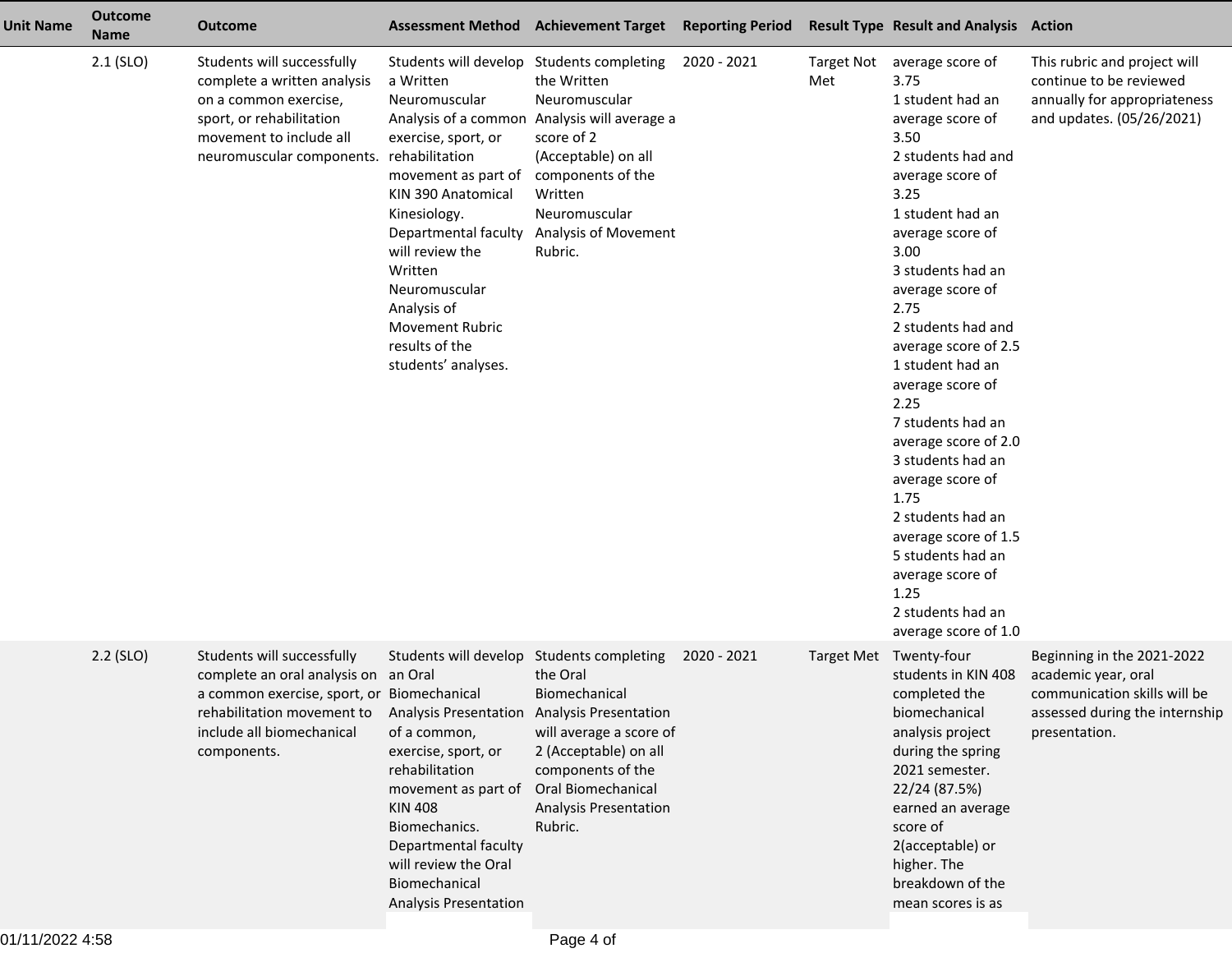| Unit Name | Outcome Name | Outcome | Assessment Method | Achievement Target | Reporting Period | Result Type | Result and Analysis | Action |
|---|---|---|---|---|---|---|---|---|
| | 2.1 (SLO) | Students will successfully complete a written analysis on a common exercise, sport, or rehabilitation movement to include all neuromuscular components. | Students will develop a Written Neuromuscular Analysis of a common exercise, sport, or rehabilitation movement as part of KIN 390 Anatomical Kinesiology. Departmental faculty will review the Written Neuromuscular Analysis of Movement Rubric results of the students' analyses. | Students completing the Written Neuromuscular Analysis will average a score of 2 (Acceptable) on all components of the Written Neuromuscular Analysis of Movement Rubric. | 2020 - 2021 | Target Not Met | average score of 3.75<br>1 student had an average score of 3.50<br>2 students had and average score of 3.25<br>1 student had an average score of 3.00<br>3 students had an average score of 2.75<br>2 students had and average score of 2.5<br>1 student had an average score of 2.25<br>7 students had an average score of 2.0<br>3 students had an average score of 1.75<br>2 students had an average score of 1.5<br>5 students had an average score of 1.25<br>2 students had an average score of 1.0 | This rubric and project will continue to be reviewed annually for appropriateness and updates. (05/26/2021) |
| | 2.2 (SLO) | Students will successfully complete an oral analysis on a common exercise, sport, or rehabilitation movement to include all biomechanical components. | Students will develop an Oral Biomechanical Analysis Presentation of a common, exercise, sport, or rehabilitation movement as part of KIN 408 Biomechanics. Departmental faculty will review the Oral Biomechanical Analysis Presentation | Students completing the Oral Biomechanical Analysis Presentation will average a score of 2 (Acceptable) on all components of the Oral Biomechanical Analysis Presentation Rubric. | 2020 - 2021 | Target Met | Twenty-four students in KIN 408 completed the biomechanical analysis project during the spring 2021 semester. 22/24 (87.5%) earned an average score of 2(acceptable) or higher. The breakdown of the mean scores is as | Beginning in the 2021-2022 academic year, oral communication skills will be assessed during the internship presentation. |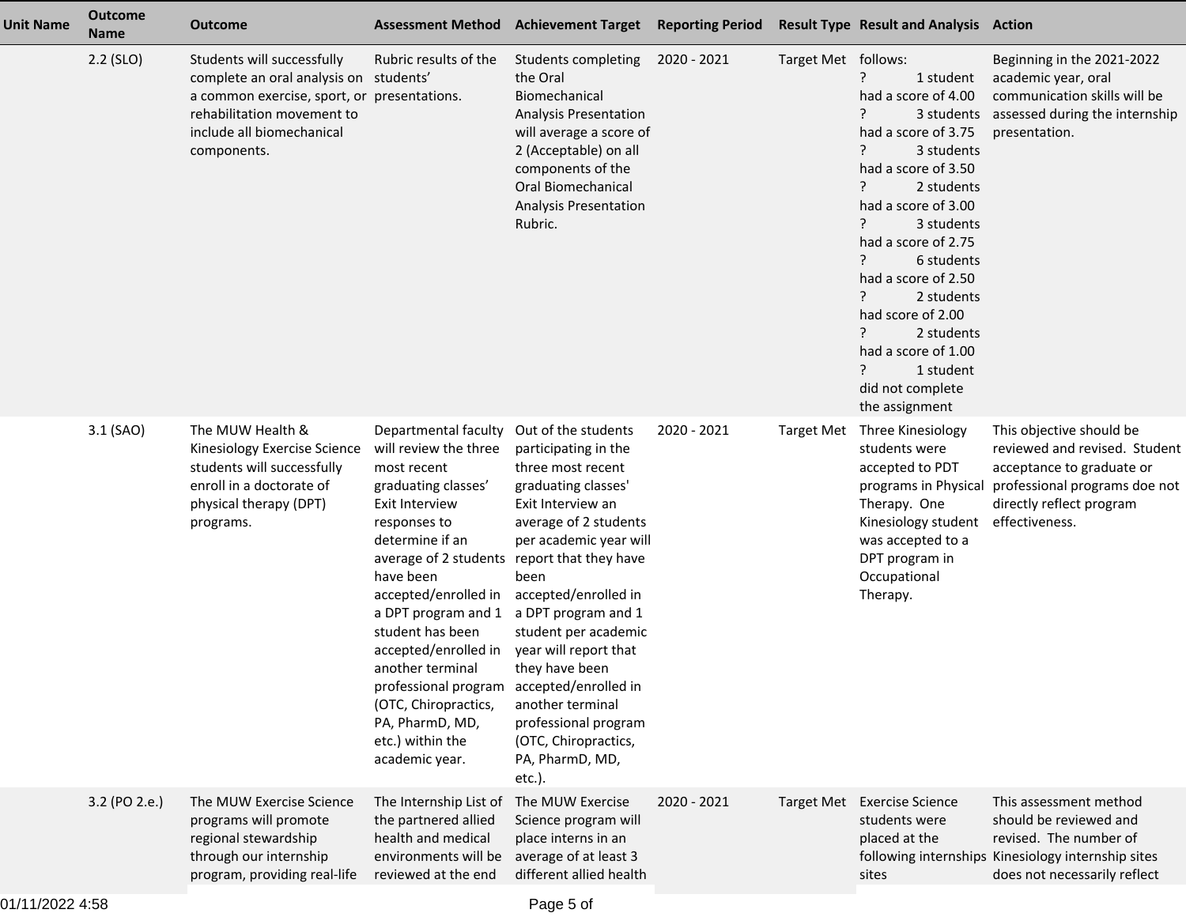| Unit Name | Outcome Name | Outcome | Assessment Method | Achievement Target | Reporting Period | Result Type | Result and Analysis | Action |
|---|---|---|---|---|---|---|---|---|
| | 2.2 (SLO) | Students will successfully complete an oral analysis on a common exercise, sport, or rehabilitation movement to include all biomechanical components. | Rubric results of the students' presentations. | Students completing the Oral Biomechanical Analysis Presentation will average a score of 2 (Acceptable) on all components of the Oral Biomechanical Analysis Presentation Rubric. | 2020 - 2021 | Target Met | follows:<br>? 1 student had a score of 4.00<br>? 3 students had a score of 3.75<br>? 3 students had a score of 3.50<br>? 2 students had a score of 3.00<br>? 3 students had a score of 2.75<br>? 6 students had a score of 2.50<br>? 2 students had score of 2.00<br>? 2 students had a score of 1.00<br>? 1 student did not complete the assignment | Beginning in the 2021-2022 academic year, oral communication skills will be assessed during the internship presentation. |
| | 3.1 (SAO) | The MUW Health & Kinesiology Exercise Science students will successfully enroll in a doctorate of physical therapy (DPT) programs. | Departmental faculty will review the three most recent graduating classes' Exit Interview responses to determine if an average of 2 students have been accepted/enrolled in a DPT program and 1 student has been accepted/enrolled in another terminal professional program (OTC, Chiropractics, PA, PharmD, MD, etc.) within the academic year. | Out of the students participating in the three most recent graduating classes' Exit Interview an average of 2 students per academic year will report that they have been accepted/enrolled in a DPT program and 1 student per academic year will report that they have been accepted/enrolled in another terminal professional program (OTC, Chiropractics, PA, PharmD, MD, etc.). | 2020 - 2021 | Target Met | Three Kinesiology students were accepted to PDT programs in Physical Therapy. One Kinesiology student was accepted to a DPT program in Occupational Therapy. | This objective should be reviewed and revised. Student acceptance to graduate or professional programs doe not directly reflect program effectiveness. |
| | 3.2 (PO 2.e.) | The MUW Exercise Science programs will promote regional stewardship through our internship program, providing real-life | The Internship List of the partnered allied health and medical environments will be reviewed at the end | The MUW Exercise Science program will place interns in an average of at least 3 different allied health | 2020 - 2021 | Target Met | Exercise Science students were placed at the following internships sites | This assessment method should be reviewed and revised. The number of Kinesiology internship sites does not necessarily reflect |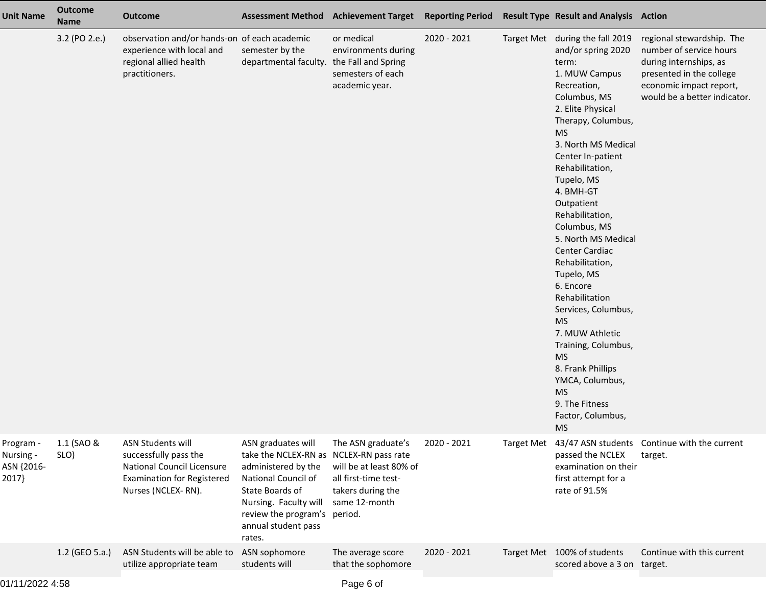| Unit Name | Outcome Name | Outcome | Assessment Method | Achievement Target | Reporting Period | Result Type | Result and Analysis | Action |
|---|---|---|---|---|---|---|---|---|
| | 3.2 (PO 2.e.) | observation and/or hands-on experience with local and regional allied health practitioners. | of each academic semester by the departmental faculty. | or medical environments during the Fall and Spring semesters of each academic year. | 2020 - 2021 | Target Met | during the fall 2019 and/or spring 2020 term:<br>1. MUW Campus Recreation, Columbus, MS<br>2. Elite Physical Therapy, Columbus, MS<br>3. North MS Medical Center In-patient Rehabilitation, Tupelo, MS<br>4. BMH-GT Outpatient Rehabilitation, Columbus, MS<br>5. North MS Medical Center Cardiac Rehabilitation, Tupelo, MS<br>6. Encore Rehabilitation Services, Columbus, MS<br>7. MUW Athletic Training, Columbus, MS<br>8. Frank Phillips YMCA, Columbus, MS<br>9. The Fitness Factor, Columbus, MS | regional stewardship. The number of service hours during internships, as presented in the college economic impact report, would be a better indicator. |
| Program - Nursing - ASN {2016-2017} | 1.1 (SAO & SLO) | ASN Students will successfully pass the National Council Licensure Examination for Registered Nurses (NCLEX- RN). | ASN graduates will take the NCLEX-RN as administered by the National Council of State Boards of Nursing. Faculty will review the program's annual student pass rates. | The ASN graduate's NCLEX-RN pass rate will be at least 80% of all first-time test-takers during the same 12-month period. | 2020 - 2021 | Target Met | 43/47 ASN students passed the NCLEX examination on their first attempt for a rate of 91.5% | Continue with the current target. |
| | 1.2 (GEO 5.a.) | ASN Students will be able to utilize appropriate team | ASN sophomore students will | The average score that the sophomore | 2020 - 2021 | Target Met | 100% of students scored above a 3 on | Continue with this current target. |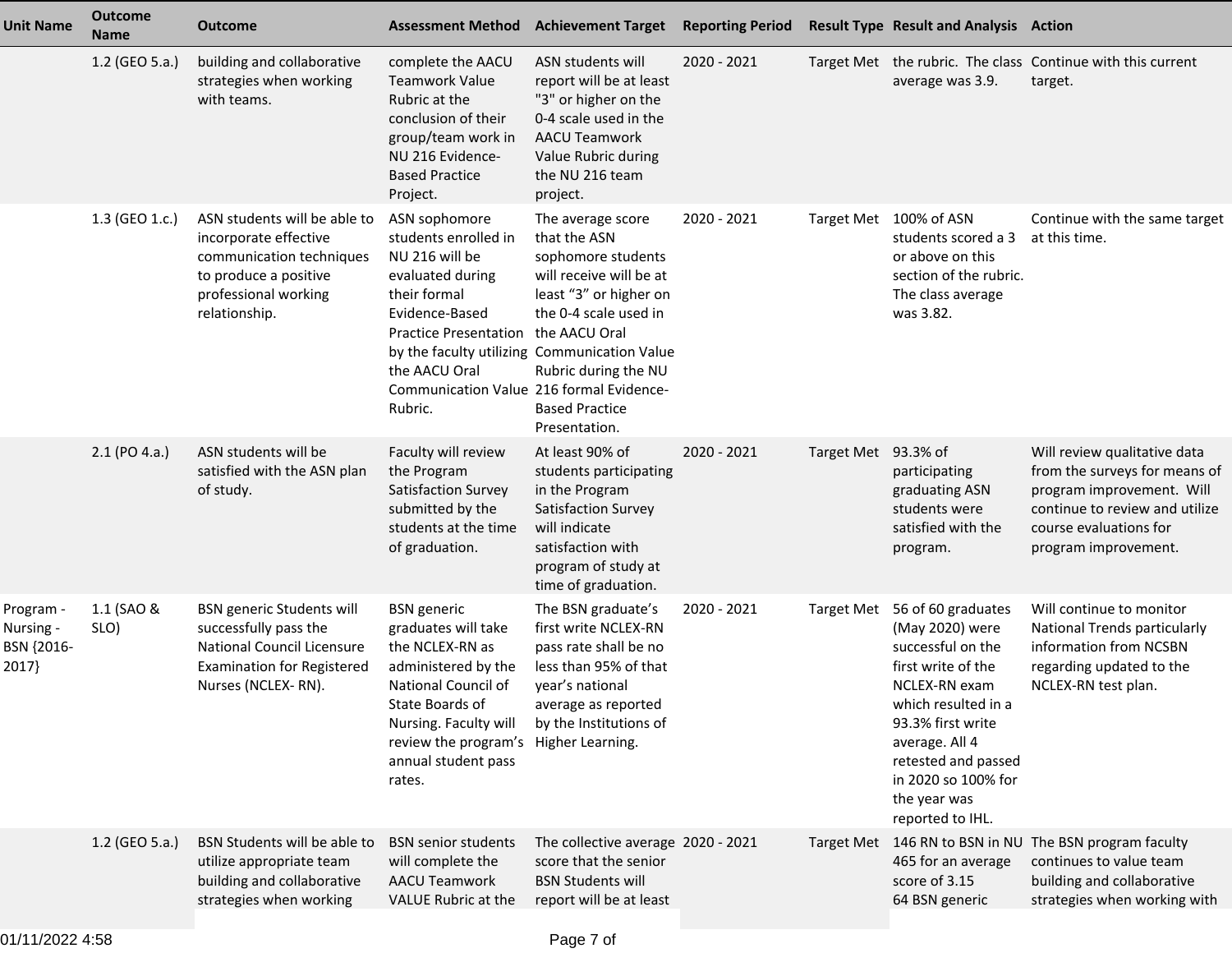| Unit Name | Outcome Name | Outcome | Assessment Method | Achievement Target | Reporting Period | Result Type | Result and Analysis | Action |
|---|---|---|---|---|---|---|---|---|
| | 1.2 (GEO 5.a.) | building and collaborative strategies when working with teams. | complete the AACU Teamwork Value Rubric at the conclusion of their group/team work in NU 216 Evidence-Based Practice Project. | ASN students will report will be at least "3" or higher on the 0-4 scale used in the AACU Teamwork Value Rubric during the NU 216 team project. | 2020 - 2021 | Target Met | the rubric. The class average was 3.9. | Continue with this current target. |
| | 1.3 (GEO 1.c.) | ASN students will be able to incorporate effective communication techniques to produce a positive professional working relationship. | ASN sophomore students enrolled in NU 216 will be evaluated during their formal Evidence-Based Practice Presentation by the faculty utilizing the AACU Oral Communication Value Rubric. | The average score that the ASN sophomore students will receive will be at least “3” or higher on the 0-4 scale used in the AACU Oral Communication Value Rubric during the NU 216 formal Evidence-Based Practice Presentation. | 2020 - 2021 | Target Met | 100% of ASN students scored a 3 or above on this section of the rubric. The class average was 3.82. | Continue with the same target at this time. |
| | 2.1 (PO 4.a.) | ASN students will be satisfied with the ASN plan of study. | Faculty will review the Program Satisfaction Survey submitted by the students at the time of graduation. | At least 90% of students participating in the Program Satisfaction Survey will indicate satisfaction with program of study at time of graduation. | 2020 - 2021 | Target Met | 93.3% of participating graduating ASN students were satisfied with the program. | Will review qualitative data from the surveys for means of program improvement. Will continue to review and utilize course evaluations for program improvement. |
| Program - Nursing - BSN {2016-2017} | 1.1 (SAO & SLO) | BSN generic Students will successfully pass the National Council Licensure Examination for Registered Nurses (NCLEX- RN). | BSN generic graduates will take the NCLEX-RN as administered by the National Council of State Boards of Nursing. Faculty will review the program’s annual student pass rates. | The BSN graduate’s first write NCLEX-RN pass rate shall be no less than 95% of that year’s national average as reported by the Institutions of Higher Learning. | 2020 - 2021 | Target Met | 56 of 60 graduates (May 2020) were successful on the first write of the NCLEX-RN exam which resulted in a 93.3% first write average. All 4 retested and passed in 2020 so 100% for the year was reported to IHL. | Will continue to monitor National Trends particularly information from NCSBN regarding updated to the NCLEX-RN test plan. |
| | 1.2 (GEO 5.a.) | BSN Students will be able to utilize appropriate team building and collaborative strategies when working | BSN senior students will complete the AACU Teamwork VALUE Rubric at the | The collective average score that the senior BSN Students will report will be at least | 2020 - 2021 | Target Met | 146 RN to BSN in NU 465 for an average score of 3.15<br>64 BSN generic | The BSN program faculty continues to value team building and collaborative strategies when working with |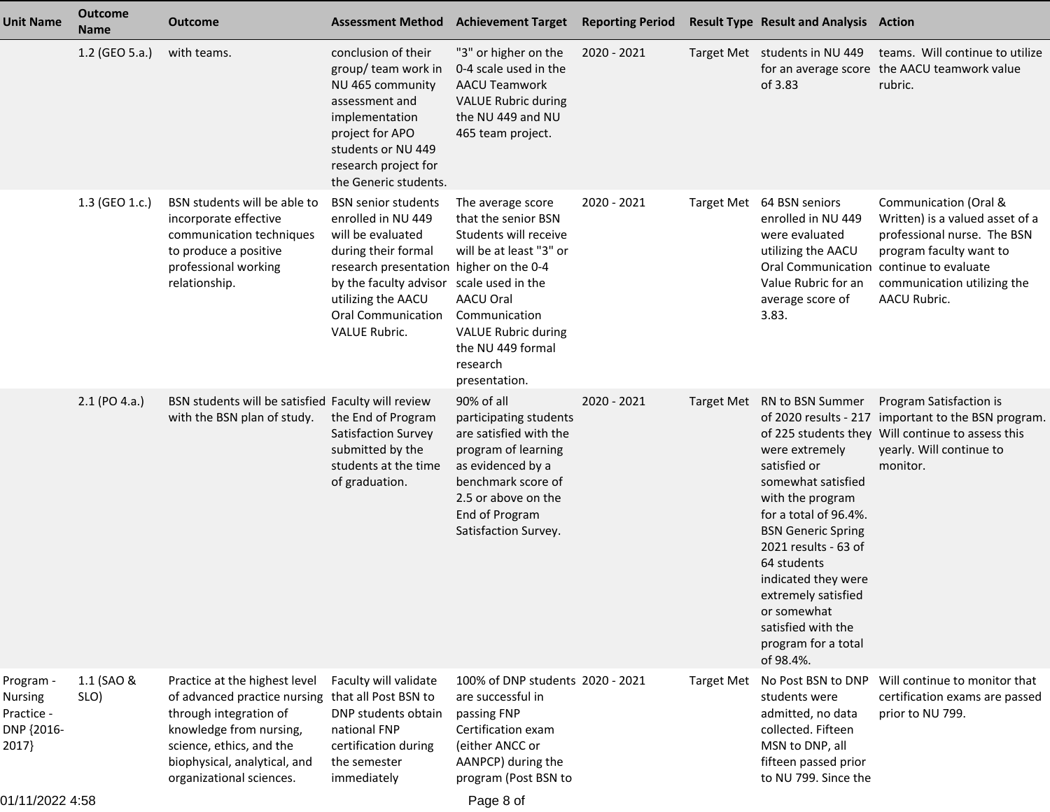| Unit Name | Outcome Name | Outcome | Assessment Method | Achievement Target | Reporting Period | Result Type | Result and Analysis | Action |
|---|---|---|---|---|---|---|---|---|
| | 1.2 (GEO 5.a.) | with teams. | conclusion of their group/ team work in NU 465 community assessment and implementation project for APO students or NU 449 research project for the Generic students. | "3" or higher on the 0-4 scale used in the AACU Teamwork VALUE Rubric during the NU 449 and NU 465 team project. | 2020 - 2021 | Target Met | students in NU 449 for an average score of 3.83 | teams. Will continue to utilize the AACU teamwork value rubric. |
| | 1.3 (GEO 1.c.) | BSN students will be able to incorporate effective communication techniques to produce a positive professional working relationship. | BSN senior students enrolled in NU 449 will be evaluated during their formal research presentation by the faculty advisor utilizing the AACU Oral Communication VALUE Rubric. | The average score that the senior BSN Students will receive will be at least "3" or higher on the 0-4 scale used in the AACU Oral Communication VALUE Rubric during the NU 449 formal research presentation. | 2020 - 2021 | Target Met | 64 BSN seniors enrolled in NU 449 were evaluated utilizing the AACU Oral Communication Value Rubric for an average score of 3.83. | Communication (Oral & Written) is a valued asset of a professional nurse. The BSN program faculty want to continue to evaluate communication utilizing the AACU Rubric. |
| | 2.1 (PO 4.a.) | BSN students will be satisfied with the BSN plan of study. | Faculty will review the End of Program Satisfaction Survey submitted by the students at the time of graduation. | 90% of all participating students are satisfied with the program of learning as evidenced by a benchmark score of 2.5 or above on the End of Program Satisfaction Survey. | 2020 - 2021 | Target Met | RN to BSN Summer of 2020 results - 217 of 225 students they were extremely satisfied or somewhat satisfied with the program for a total of 96.4%. BSN Generic Spring 2021 results - 63 of 64 students indicated they were extremely satisfied or somewhat satisfied with the program for a total of 98.4%. | Program Satisfaction is important to the BSN program. Will continue to assess this yearly. Will continue to monitor. |
| Program - Nursing Practice - DNP {2016-2017} | 1.1 (SAO & SLO) | Practice at the highest level of advanced practice nursing through integration of knowledge from nursing, science, ethics, and the biophysical, analytical, and organizational sciences. | Faculty will validate that all Post BSN to DNP students obtain national FNP certification during the semester immediately | 100% of DNP students are successful in passing FNP Certification exam (either ANCC or AANPCP) during the program (Post BSN to | 2020 - 2021 | Target Met | No Post BSN to DNP students were admitted, no data collected. Fifteen MSN to DNP, all fifteen passed prior to NU 799. Since the | Will continue to monitor that certification exams are passed prior to NU 799. |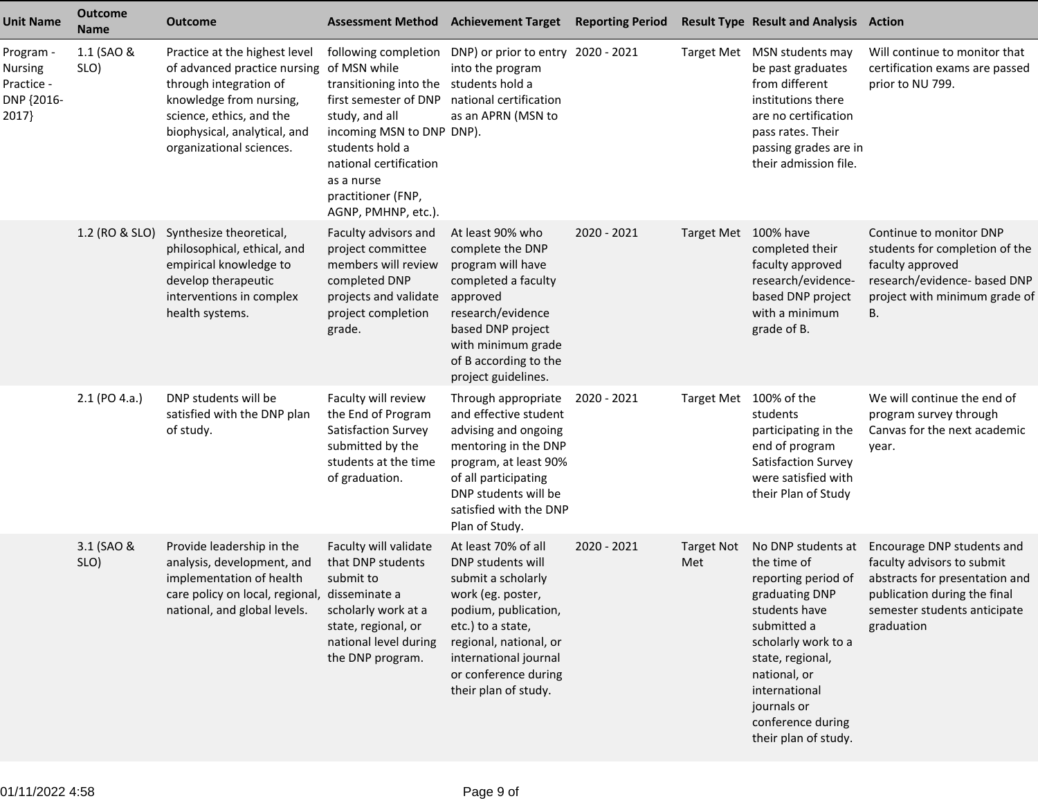| Unit Name | Outcome Name | Outcome | Assessment Method | Achievement Target | Reporting Period | Result Type | Result and Analysis | Action |
|---|---|---|---|---|---|---|---|---|
| Program - Nursing Practice - DNP {2016-2017} | 1.1 (SAO & SLO) | Practice at the highest level of advanced practice nursing through integration of knowledge from nursing, science, ethics, and the biophysical, analytical, and organizational sciences. | following completion of MSN while transitioning into the first semester of DNP study, and all incoming MSN to DNP students hold a national certification as a nurse practitioner (FNP, AGNP, PMHNP, etc.). | DNP) or prior to entry into the program students hold a national certification as an APRN (MSN to DNP). | 2020 - 2021 | Target Met | MSN students may be past graduates from different institutions there are no certification pass rates. Their passing grades are in their admission file. | Will continue to monitor that certification exams are passed prior to NU 799. |
| | 1.2 (RO & SLO) | Synthesize theoretical, philosophical, ethical, and empirical knowledge to develop therapeutic interventions in complex health systems. | Faculty advisors and project committee members will review completed DNP projects and validate project completion grade. | At least 90% who complete the DNP program will have completed a faculty approved research/evidence based DNP project with minimum grade of B according to the project guidelines. | 2020 - 2021 | Target Met | 100% have completed their faculty approved research/evidence-based DNP project with a minimum grade of B. | Continue to monitor DNP students for completion of the faculty approved research/evidence- based DNP project with minimum grade of B. |
| | 2.1 (PO 4.a.) | DNP students will be satisfied with the DNP plan of study. | Faculty will review the End of Program Satisfaction Survey submitted by the students at the time of graduation. | Through appropriate and effective student advising and ongoing mentoring in the DNP program, at least 90% of all participating DNP students will be satisfied with the DNP Plan of Study. | 2020 - 2021 | Target Met | 100% of the students participating in the end of program Satisfaction Survey were satisfied with their Plan of Study | We will continue the end of program survey through Canvas for the next academic year. |
| | 3.1 (SAO & SLO) | Provide leadership in the analysis, development, and implementation of health care policy on local, regional, national, and global levels. | Faculty will validate that DNP students submit to disseminate a scholarly work at a state, regional, or national level during the DNP program. | At least 70% of all DNP students will submit a scholarly work (eg. poster, podium, publication, etc.) to a state, regional, national, or international journal or conference during their plan of study. | 2020 - 2021 | Target Not Met | No DNP students at the time of reporting period of graduating DNP students have submitted a scholarly work to a state, regional, national, or international journals or conference during their plan of study. | Encourage DNP students and faculty advisors to submit abstracts for presentation and publication during the final semester students anticipate graduation |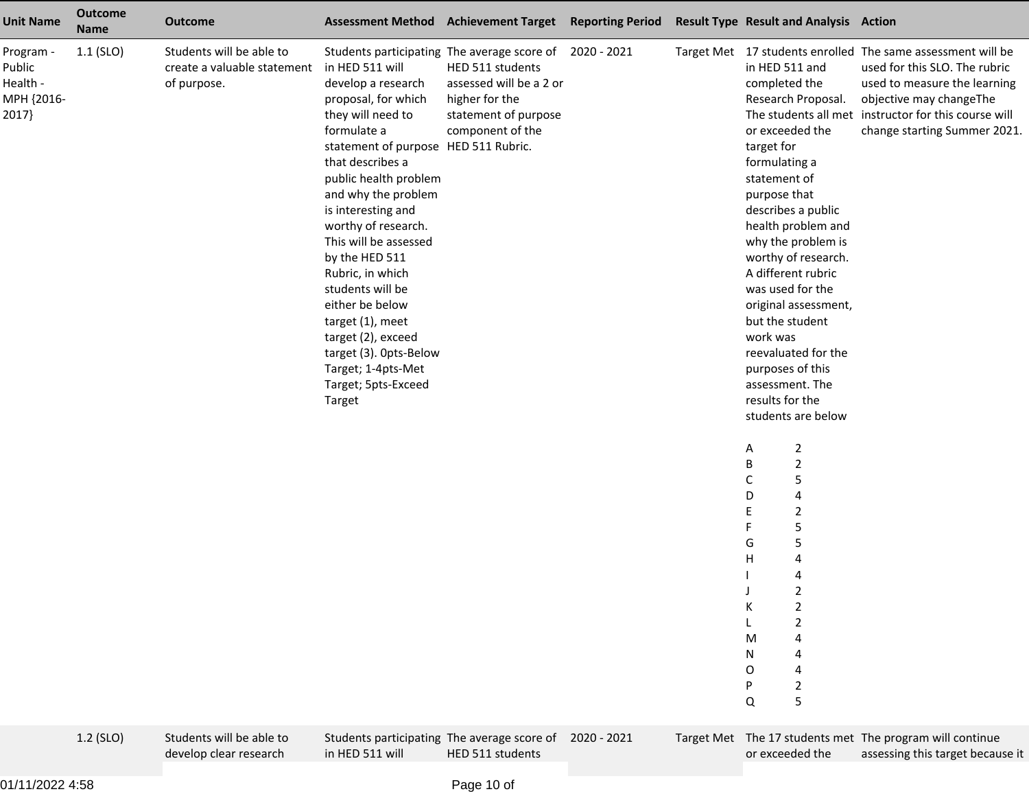| Unit Name | Outcome Name | Outcome | Assessment Method | Achievement Target | Reporting Period | Result Type | Result and Analysis | Action |
|---|---|---|---|---|---|---|---|---|
| Program - Public Health - MPH {2016-2017} | 1.1 (SLO) | Students will be able to create a valuable statement of purpose. | Students participating in HED 511 will develop a research proposal, for which they will need to formulate a statement of purpose that describes a public health problem and why the problem is interesting and worthy of research. This will be assessed by the HED 511 Rubric, in which students will be either be below target (1), meet target (2), exceed target (3). 0pts-Below Target; 1-4pts-Met Target; 5pts-Exceed Target | The average score of HED 511 students assessed will be a 2 or higher for the statement of purpose component of the HED 511 Rubric. | 2020 - 2021 | Target Met | 17 students enrolled in HED 511 and completed the Research Proposal. The students all met or exceeded the target for formulating a statement of purpose that describes a public health problem and why the problem is worthy of research. A different rubric was used for the original assessment, but the student work was reevaluated for the purposes of this assessment. The results for the students are below<br><br>A 2<br>B 2<br>C 5<br>D 4<br>E 2<br>F 5<br>G 5<br>H 4<br>I 4<br>J 2<br>K 2<br>L 2<br>M 4<br>N 4<br>O 4<br>P 2<br>Q 5 | The same assessment will be used for this SLO. The rubric used to measure the learning objective may changeThe instructor for this course will change starting Summer 2021. |
| | 1.2 (SLO) | Students will be able to develop clear research | Students participating in HED 511 will | The average score of HED 511 students | 2020 - 2021 | Target Met | The 17 students met or exceeded the | The program will continue assessing this target because it |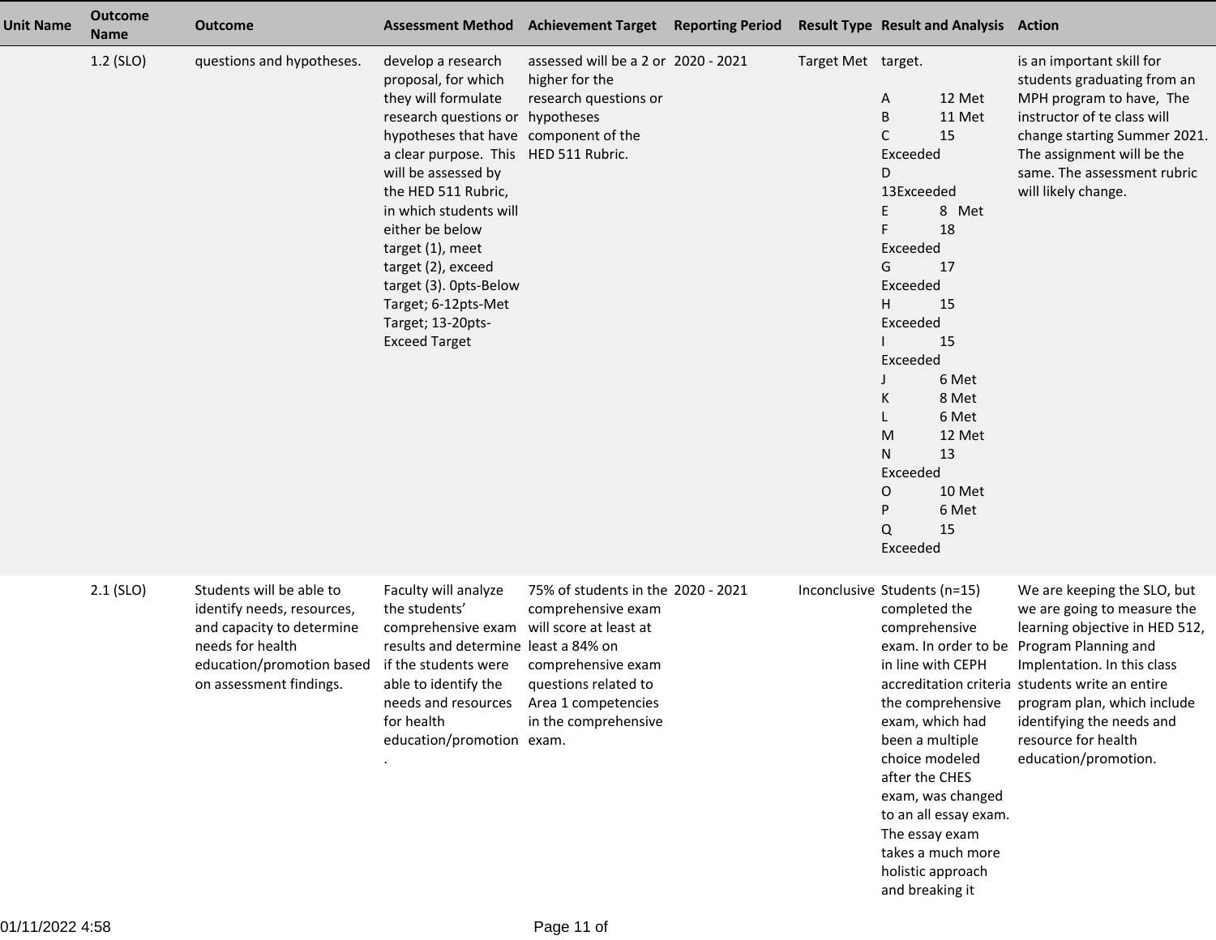| Unit Name | Outcome Name | Outcome | Assessment Method | Achievement Target | Reporting Period | Result Type | Result and Analysis | Action |
|---|---|---|---|---|---|---|---|---|
| | 1.2 (SLO) | questions and hypotheses. | develop a research proposal, for which they will formulate research questions or hypotheses that have a clear purpose. This will be assessed by the HED 511 Rubric, in which students will either be below target (1), meet target (2), exceed target (3). 0pts-Below Target; 6-12pts-Met Target; 13-20pts-Exceed Target | assessed will be a 2 or higher for the research questions or hypotheses component of the HED 511 Rubric. | 2020 - 2021 | Target Met | target.<br><br>A 12 Met<br>B 11 Met<br>C 15 Exceeded<br>D 13Exceeded<br>E 8 Met<br>F 18 Exceeded<br>G 17 Exceeded<br>H 15 Exceeded<br>I 15 Exceeded<br>J 6 Met<br>K 8 Met<br>L 6 Met<br>M 12 Met<br>N 13 Exceeded<br>O 10 Met<br>P 6 Met<br>Q 15 Exceeded | is an important skill for students graduating from an MPH program to have, The instructor of te class will change starting Summer 2021. The assignment will be the same. The assessment rubric will likely change. |
| | 2.1 (SLO) | Students will be able to identify needs, resources, and capacity to determine needs for health education/promotion based on assessment findings. | Faculty will analyze the students' comprehensive exam results and determine if the students were able to identify the needs and resources for health education/promotion . | 75% of students in the comprehensive exam will score at least at least a 84% on comprehensive exam questions related to Area 1 competencies in the comprehensive exam. | 2020 - 2021 | Inconclusive | Students (n=15) completed the comprehensive exam. In order to be in line with CEPH accreditation criteria the comprehensive exam, which had been a multiple choice modeled after the CHES exam, was changed to an all essay exam. The essay exam takes a much more holistic approach and breaking it | We are keeping the SLO, but we are going to measure the learning objective in HED 512, Program Planning and Implentation. In this class students write an entire program plan, which include identifying the needs and resource for health education/promotion. |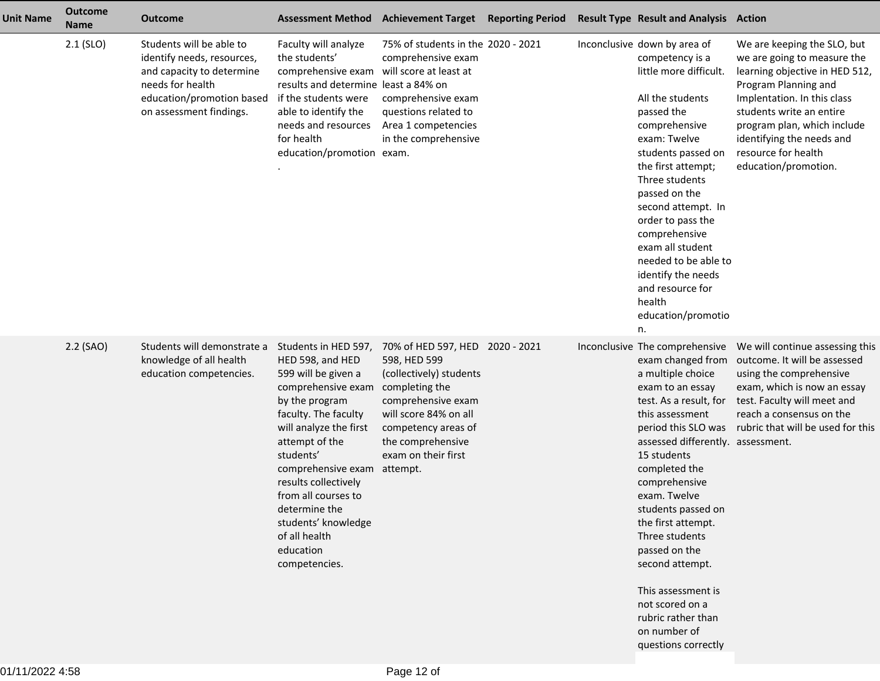| Unit Name | Outcome Name | Outcome | Assessment Method | Achievement Target | Reporting Period | Result Type | Result and Analysis | Action |
|---|---|---|---|---|---|---|---|---|
| | 2.1 (SLO) | Students will be able to identify needs, resources, and capacity to determine needs for health education/promotion based on assessment findings. | Faculty will analyze the students' comprehensive exam results and determine if the students were able to identify the needs and resources for health education/promotion. | 75% of students in the comprehensive exam will score at least at least a 84% on comprehensive exam questions related to Area 1 competencies in the comprehensive exam. | 2020 - 2021 | Inconclusive | down by area of competency is a little more difficult.<br><br>All the students passed the comprehensive exam: Twelve students passed on the first attempt; Three students passed on the second attempt. In order to pass the comprehensive exam all student needed to be able to identify the needs and resource for health education/promotion. | We are keeping the SLO, but we are going to measure the learning objective in HED 512, Program Planning and Implentation. In this class students write an entire program plan, which include identifying the needs and resource for health education/promotion. |
| | 2.2 (SAO) | Students will demonstrate a knowledge of all health education competencies. | Students in HED 597, HED 598, and HED 599 will be given a comprehensive exam by the program faculty. The faculty will analyze the first attempt of the students' comprehensive exam results collectively from all courses to determine the students' knowledge of all health education competencies. | 70% of HED 597, HED 598, HED 599 (collectively) students completing the comprehensive exam will score 84% on all competency areas of the comprehensive exam on their first attempt. | 2020 - 2021 | Inconclusive | The comprehensive exam changed from a multiple choice exam to an essay test. As a result, for this assessment period this SLO was assessed differently. 15 students completed the comprehensive exam. Twelve students passed on the first attempt. Three students passed on the second attempt.<br><br>This assessment is not scored on a rubric rather than on number of questions correctly | We will continue assessing this outcome. It will be assessed using the comprehensive exam, which is now an essay test. Faculty will meet and reach a consensus on the rubric that will be used for this assessment. |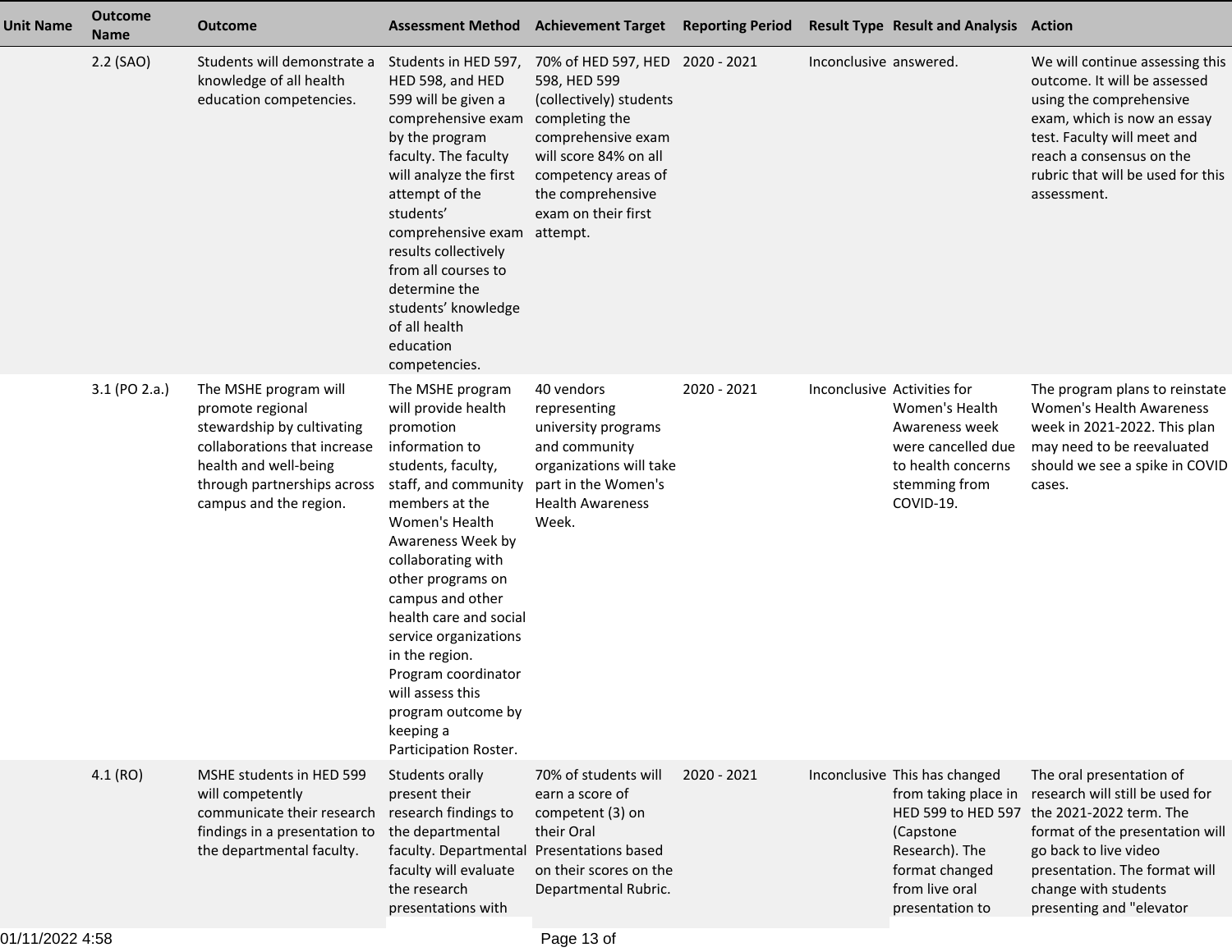| Unit Name | Outcome Name | Outcome | Assessment Method | Achievement Target | Reporting Period | Result Type | Result and Analysis | Action |
|---|---|---|---|---|---|---|---|---|
| | 2.2 (SAO) | Students will demonstrate a knowledge of all health education competencies. | Students in HED 597, HED 598, and HED 599 will be given a comprehensive exam by the program faculty. The faculty will analyze the first attempt of the students' comprehensive exam results collectively from all courses to determine the students' knowledge of all health education competencies. | 70% of HED 597, HED 598, HED 599 (collectively) students completing the comprehensive exam will score 84% on all competency areas of the comprehensive exam on their first attempt. | 2020 - 2021 | Inconclusive | answered. | We will continue assessing this outcome. It will be assessed using the comprehensive exam, which is now an essay test. Faculty will meet and reach a consensus on the rubric that will be used for this assessment. |
| | 3.1 (PO 2.a.) | The MSHE program will promote regional stewardship by cultivating collaborations that increase health and well-being through partnerships across campus and the region. | The MSHE program will provide health promotion information to students, faculty, staff, and community members at the Women's Health Awareness Week by collaborating with other programs on campus and other health care and social service organizations in the region. Program coordinator will assess this program outcome by keeping a Participation Roster. | 40 vendors representing university programs and community organizations will take part in the Women's Health Awareness Week. | 2020 - 2021 | Inconclusive | Activities for Women's Health Awareness week were cancelled due to health concerns stemming from COVID-19. | The program plans to reinstate Women's Health Awareness week in 2021-2022. This plan may need to be reevaluated should we see a spike in COVID cases. |
| | 4.1 (RO) | MSHE students in HED 599 will competently communicate their research findings in a presentation to the departmental faculty. | Students orally present their research findings to the departmental faculty. Departmental faculty will evaluate the research presentations with | 70% of students will earn a score of competent (3) on their Oral Presentations based on their scores on the Departmental Rubric. | 2020 - 2021 | Inconclusive | This has changed from taking place in HED 599 to HED 597 (Capstone Research). The format changed from live oral presentation to | The oral presentation of research will still be used for the 2021-2022 term. The format of the presentation will go back to live video presentation. The format will change with students presenting and "elevator |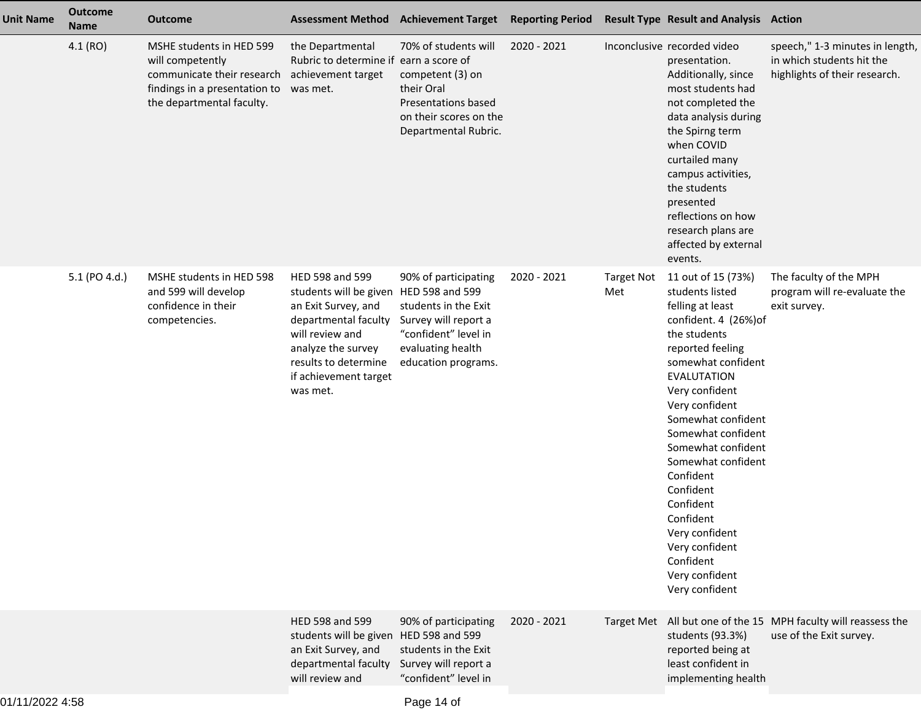| Unit Name | Outcome Name | Outcome | Assessment Method | Achievement Target | Reporting Period | Result Type | Result and Analysis | Action |
|---|---|---|---|---|---|---|---|---|
| | 4.1 (RO) | MSHE students in HED 599 will competently communicate their research findings in a presentation to the departmental faculty. | the Departmental Rubric to determine if achievement target was met. | 70% of students will earn a score of competent (3) on their Oral Presentations based on their scores on the Departmental Rubric. | 2020 - 2021 | Inconclusive | recorded video presentation. Additionally, since most students had not completed the data analysis during the Spirng term when COVID curtailed many campus activities, the students presented reflections on how research plans are affected by external events. | speech," 1-3 minutes in length, in which students hit the highlights of their research. |
| | 5.1 (PO 4.d.) | MSHE students in HED 598 and 599 will develop confidence in their competencies. | HED 598 and 599 students will be given an Exit Survey, and departmental faculty will review and analyze the survey results to determine if achievement target was met. | 90% of participating HED 598 and 599 students in the Exit Survey will report a "confident" level in evaluating health education programs. | 2020 - 2021 | Target Not Met | 11 out of 15 (73%) students listed felling at least confident. 4 (26%)of the students reported feeling somewhat confident EVALUTATION Very confident Very confident Somewhat confident Somewhat confident Somewhat confident Somewhat confident Confident Confident Confident Confident Very confident Very confident Confident Very confident Very confident | The faculty of the MPH program will re-evaluate the exit survey. |
| | | | HED 598 and 599 students will be given an Exit Survey, and departmental faculty will review and | 90% of participating HED 598 and 599 students in the Exit Survey will report a "confident" level in | 2020 - 2021 | Target Met | All but one of the 15 students (93.3%) reported being at least confident in implementing health | MPH faculty will reassess the use of the Exit survey. |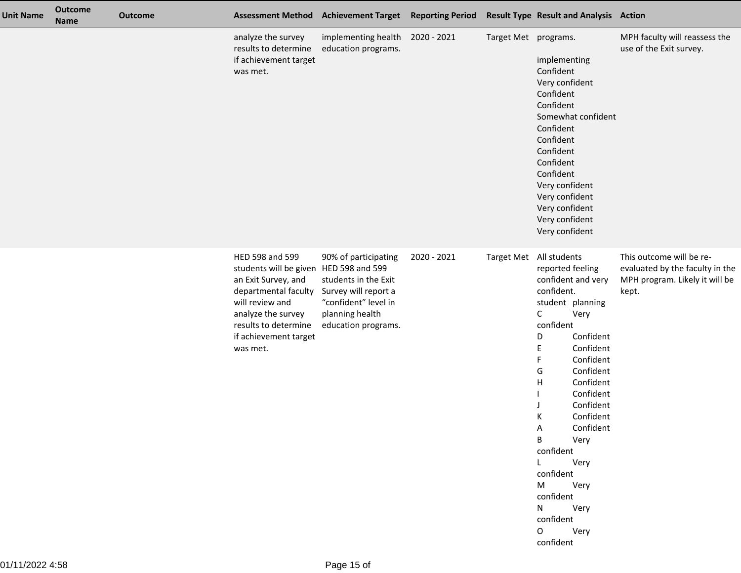| Unit Name | Outcome Name | Outcome | Assessment Method | Achievement Target | Reporting Period | Result Type | Result and Analysis | Action |
|---|---|---|---|---|---|---|---|---|
| | | | analyze the survey results to determine if achievement target was met. | implementing health education programs. | 2020 - 2021 | Target Met | programs.<br><br>implementing<br>Confident<br>Very confident<br>Confident<br>Confident<br>Somewhat confident<br>Confident<br>Confident<br>Confident<br>Confident<br>Confident<br>Very confident<br>Very confident<br>Very confident<br>Very confident<br>Very confident | MPH faculty will reassess the use of the Exit survey. |
| | | | HED 598 and 599 students will be given an Exit Survey, and departmental faculty will review and analyze the survey results to determine if achievement target was met. | 90% of participating HED 598 and 599 students in the Exit Survey will report a "confident" level in planning health education programs. | 2020 - 2021 | Target Met | All students reported feeling confident and very confident.<br>student planning<br>C Very confident<br>D Confident<br>E Confident<br>F Confident<br>G Confident<br>H Confident<br>I Confident<br>J Confident<br>K Confident<br>A Confident<br>B Very confident<br>L Very confident<br>M Very confident<br>N Very confident<br>O Very confident | This outcome will be re-evaluated by the faculty in the MPH program. Likely it will be kept. |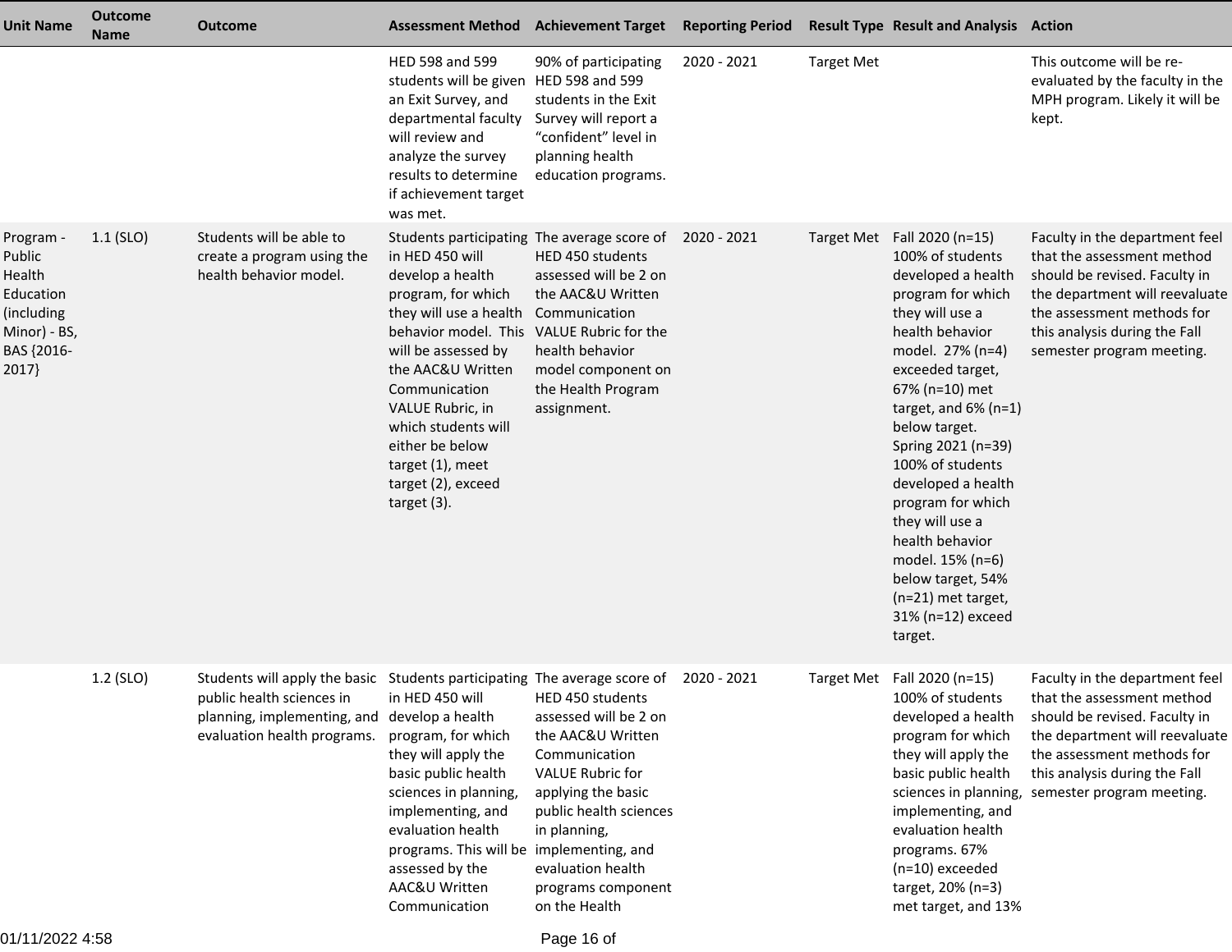| Unit Name | Outcome Name | Outcome | Assessment Method | Achievement Target | Reporting Period | Result Type | Result and Analysis | Action |
|---|---|---|---|---|---|---|---|---|
| | | | HED 598 and 599 students will be given an Exit Survey, and departmental faculty will review and analyze the survey results to determine if achievement target was met. | 90% of participating HED 598 and 599 students in the Exit Survey will report a "confident" level in planning health education programs. | 2020 - 2021 | Target Met | | This outcome will be re-evaluated by the faculty in the MPH program. Likely it will be kept. |
| Program - Public Health Education (including Minor) - BS, BAS {2016-2017} | 1.1 (SLO) | Students will be able to create a program using the health behavior model. | Students participating in HED 450 will develop a health program, for which they will use a health behavior model. This will be assessed by the AAC&U Written Communication VALUE Rubric, in which students will either be below target (1), meet target (2), exceed target (3). | The average score of HED 450 students assessed will be 2 on the AAC&U Written Communication VALUE Rubric for the health behavior model component on the Health Program assignment. | 2020 - 2021 | Target Met | Fall 2020 (n=15) 100% of students developed a health program for which they will use a health behavior model. 27% (n=4) exceeded target, 67% (n=10) met target, and 6% (n=1) below target. Spring 2021 (n=39) 100% of students developed a health program for which they will use a health behavior model. 15% (n=6) below target, 54% (n=21) met target, 31% (n=12) exceed target. | Faculty in the department feel that the assessment method should be revised. Faculty in the department will reevaluate the assessment methods for this analysis during the Fall semester program meeting. |
| | 1.2 (SLO) | Students will apply the basic public health sciences in planning, implementing, and evaluation health programs. | Students participating in HED 450 will develop a health program, for which they will apply the basic public health sciences in planning, implementing, and evaluation health programs. This will be assessed by the AAC&U Written Communication | The average score of HED 450 students assessed will be 2 on the AAC&U Written Communication VALUE Rubric for applying the basic public health sciences in planning, implementing, and evaluation health programs component on the Health | 2020 - 2021 | Target Met | Fall 2020 (n=15) 100% of students developed a health program for which they will apply the basic public health sciences in planning, implementing, and evaluation health programs. 67% (n=10) exceeded target, 20% (n=3) met target, and 13% | Faculty in the department feel that the assessment method should be revised. Faculty in the department will reevaluate the assessment methods for this analysis during the Fall semester program meeting. |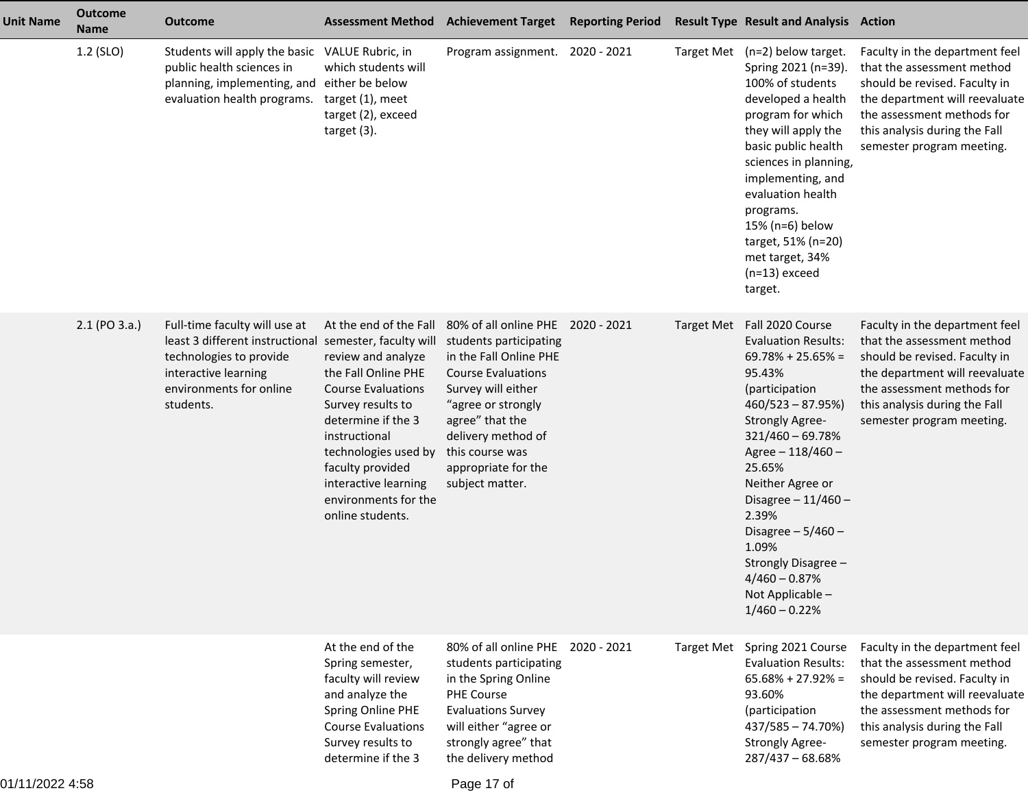| Unit Name | Outcome Name | Outcome | Assessment Method | Achievement Target | Reporting Period | Result Type | Result and Analysis | Action |
|---|---|---|---|---|---|---|---|---|
| | 1.2 (SLO) | Students will apply the basic public health sciences in planning, implementing, and evaluation health programs. | VALUE Rubric, in which students will either be below target (1), meet target (2), exceed target (3). | Program assignment. | 2020 - 2021 | Target Met | (n=2) below target. Spring 2021 (n=39). 100% of students developed a health program for which they will apply the basic public health sciences in planning, implementing, and evaluation health programs. 15% (n=6) below target, 51% (n=20) met target, 34% (n=13) exceed target. | Faculty in the department feel that the assessment method should be revised. Faculty in the department will reevaluate the assessment methods for this analysis during the Fall semester program meeting. |
| | 2.1 (PO 3.a.) | Full-time faculty will use at least 3 different instructional technologies to provide interactive learning environments for online students. | At the end of the Fall semester, faculty will review and analyze the Fall Online PHE Course Evaluations Survey results to determine if the 3 instructional technologies used by faculty provided interactive learning environments for the online students. | 80% of all online PHE students participating in the Fall Online PHE Course Evaluations Survey will either “agree or strongly agree” that the delivery method of this course was appropriate for the subject matter. | 2020 - 2021 | Target Met | Fall 2020 Course Evaluation Results: 69.78% + 25.65% = 95.43% (participation 460/523 – 87.95%) Strongly Agree- 321/460 – 69.78% Agree – 118/460 – 25.65% Neither Agree or Disagree – 11/460 – 2.39% Disagree – 5/460 – 1.09% Strongly Disagree – 4/460 – 0.87% Not Applicable – 1/460 – 0.22% | Faculty in the department feel that the assessment method should be revised. Faculty in the department will reevaluate the assessment methods for this analysis during the Fall semester program meeting. |
| | | | At the end of the Spring semester, faculty will review and analyze the Spring Online PHE Course Evaluations Survey results to determine if the 3 | 80% of all online PHE students participating in the Spring Online PHE Course Evaluations Survey will either “agree or strongly agree” that the delivery method | 2020 - 2021 | Target Met | Spring 2021 Course Evaluation Results: 65.68% + 27.92% = 93.60% (participation 437/585 – 74.70%) Strongly Agree- 287/437 – 68.68% | Faculty in the department feel that the assessment method should be revised. Faculty in the department will reevaluate the assessment methods for this analysis during the Fall semester program meeting. |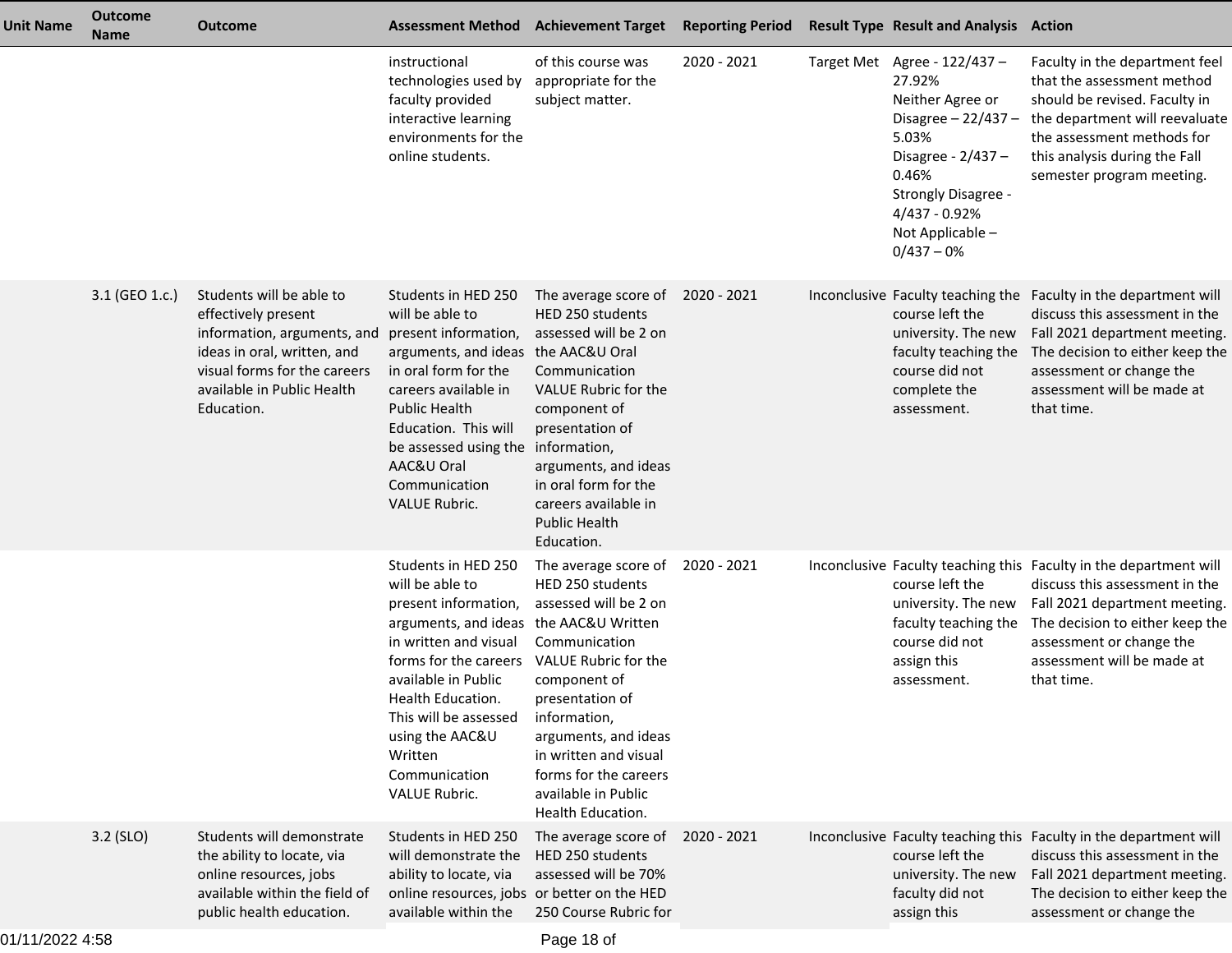| Unit Name | Outcome Name | Outcome | Assessment Method | Achievement Target | Reporting Period | Result Type | Result and Analysis | Action |
|---|---|---|---|---|---|---|---|---|
| | | | instructional technologies used by faculty provided interactive learning environments for the online students. | of this course was appropriate for the subject matter. | 2020 - 2021 | Target Met | Agree - 122/437 – 27.92%<br>Neither Agree or Disagree – 22/437 – 5.03%<br>Disagree - 2/437 – 0.46%<br>Strongly Disagree - 4/437 - 0.92%<br>Not Applicable – 0/437 – 0% | Faculty in the department feel that the assessment method should be revised. Faculty in the department will reevaluate the assessment methods for this analysis during the Fall semester program meeting. |
| | 3.1 (GEO 1.c.) | Students will be able to effectively present information, arguments, and ideas in oral, written, and visual forms for the careers available in Public Health Education. | Students in HED 250 will be able to present information, arguments, and ideas in oral form for the careers available in Public Health Education. This will be assessed using the AAC&U Oral Communication VALUE Rubric. | The average score of HED 250 students assessed will be 2 on the AAC&U Oral Communication VALUE Rubric for the component of presentation of information, arguments, and ideas in oral form for the careers available in Public Health Education. | 2020 - 2021 | Inconclusive | Faculty teaching the course left the university. The new faculty teaching the course did not complete the assessment. | Faculty in the department will discuss this assessment in the Fall 2021 department meeting. The decision to either keep the assessment or change the assessment will be made at that time. |
| | | | Students in HED 250 will be able to present information, arguments, and ideas in written and visual forms for the careers available in Public Health Education. This will be assessed using the AAC&U Written Communication VALUE Rubric. | The average score of HED 250 students assessed will be 2 on the AAC&U Written Communication VALUE Rubric for the component of presentation of information, arguments, and ideas in written and visual forms for the careers available in Public Health Education. | 2020 - 2021 | Inconclusive | Faculty teaching this course left the university. The new faculty teaching the course did not assign this assessment. | Faculty in the department will discuss this assessment in the Fall 2021 department meeting. The decision to either keep the assessment or change the assessment will be made at that time. |
| | 3.2 (SLO) | Students will demonstrate the ability to locate, via online resources, jobs available within the field of public health education. | Students in HED 250 will demonstrate the ability to locate, via online resources, jobs available within the | The average score of HED 250 students assessed will be 70% or better on the HED 250 Course Rubric for | 2020 - 2021 | Inconclusive | Faculty teaching this course left the university. The new faculty did not assign this | Faculty in the department will discuss this assessment in the Fall 2021 department meeting. The decision to either keep the assessment or change the |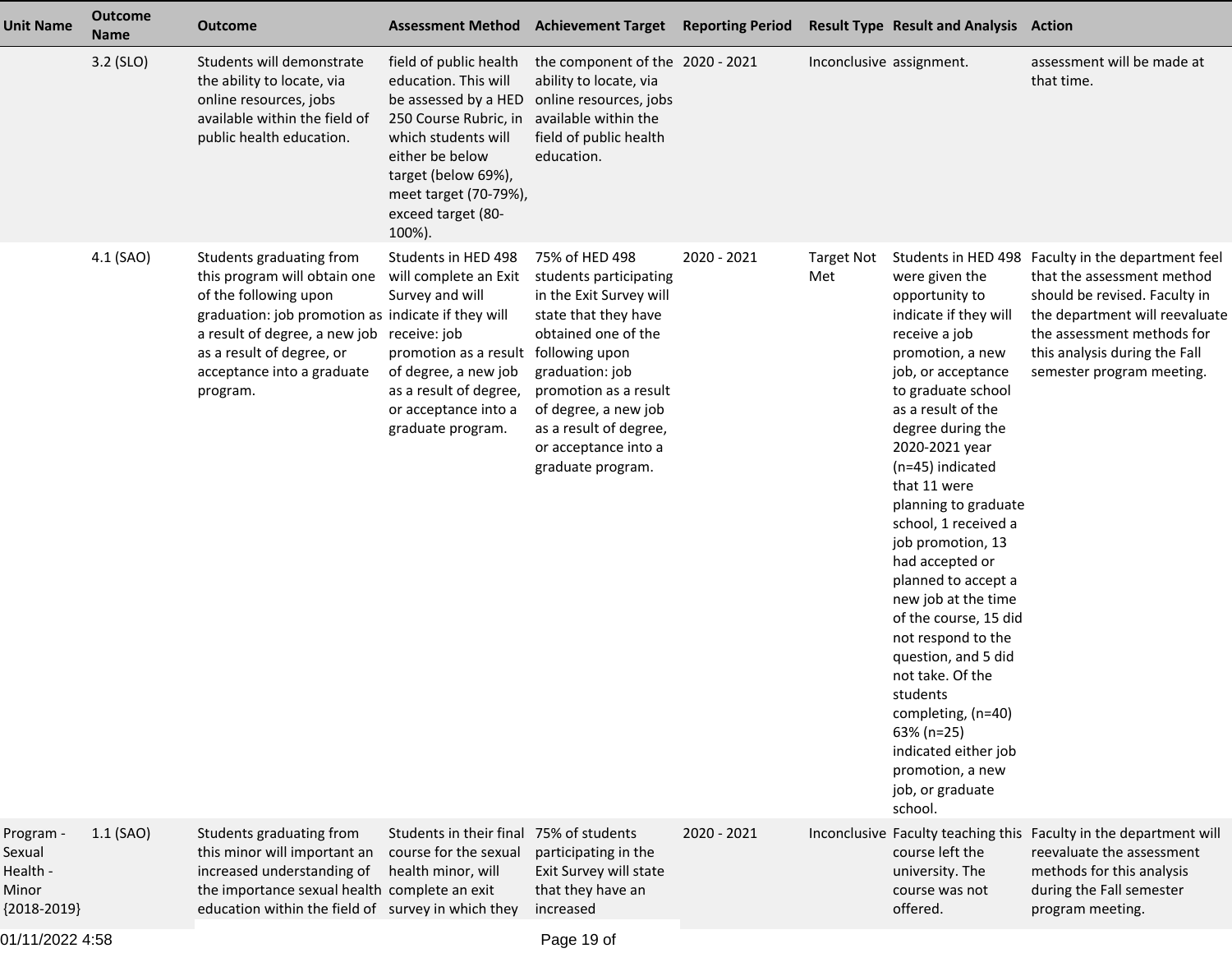| Unit Name | Outcome Name | Outcome | Assessment Method | Achievement Target | Reporting Period | Result Type | Result and Analysis | Action |
|---|---|---|---|---|---|---|---|---|
| | 3.2 (SLO) | Students will demonstrate the ability to locate, via online resources, jobs available within the field of public health education. | field of public health education. This will be assessed by a HED 250 Course Rubric, in which students will either be below target (below 69%), meet target (70-79%), exceed target (80-100%). | the component of the ability to locate, via online resources, jobs available within the field of public health education. | 2020 - 2021 | Inconclusive | assignment. | assessment will be made at that time. |
| | 4.1 (SAO) | Students graduating from this program will obtain one of the following upon graduation: job promotion as a result of degree, a new job as a result of degree, or acceptance into a graduate program. | Students in HED 498 will complete an Exit Survey and will indicate if they will receive: job promotion as a result of degree, a new job as a result of degree, or acceptance into a graduate program. | 75% of HED 498 students participating in the Exit Survey will state that they have obtained one of the following upon graduation: job promotion as a result of degree, a new job as a result of degree, or acceptance into a graduate program. | 2020 - 2021 | Target Not Met | Students in HED 498 were given the opportunity to indicate if they will receive a job promotion, a new job, or acceptance to graduate school as a result of the degree during the 2020-2021 year (n=45) indicated that 11 were planning to graduate school, 1 received a job promotion, 13 had accepted or planned to accept a new job at the time of the course, 15 did not respond to the question, and 5 did not take. Of the students completing, (n=40) 63% (n=25) indicated either job promotion, a new job, or graduate school. | Faculty in the department feel that the assessment method should be revised. Faculty in the department will reevaluate the assessment methods for this analysis during the Fall semester program meeting. |
| Program - Sexual Health - Minor {2018-2019} | 1.1 (SAO) | Students graduating from this minor will important an increased understanding of the importance sexual health education within the field of | Students in their final course for the sexual health minor, will complete an exit survey in which they | 75% of students participating in the Exit Survey will state that they have an increased | 2020 - 2021 | Inconclusive | Faculty teaching this course left the university. The course was not offered. | Faculty in the department will reevaluate the assessment methods for this analysis during the Fall semester program meeting. |

01/11/2022 4:58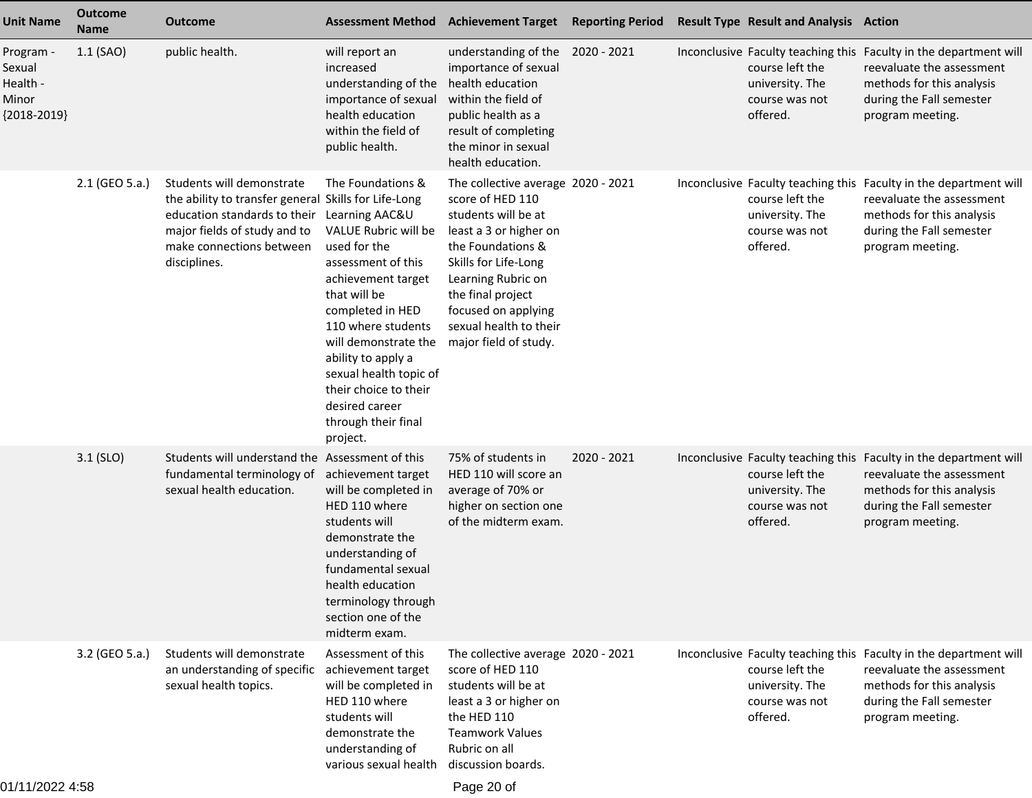| Unit Name | Outcome Name | Outcome | Assessment Method | Achievement Target | Reporting Period | Result Type | Result and Analysis | Action |
|---|---|---|---|---|---|---|---|---|
| Program - Sexual Health - Minor {2018-2019} | 1.1 (SAO) | public health. | will report an increased understanding of the importance of sexual health education within the field of public health. | understanding of the importance of sexual health education within the field of public health as a result of completing the minor in sexual health education. | 2020 - 2021 | Inconclusive | Faculty teaching this course left the university. The course was not offered. | Faculty in the department will reevaluate the assessment methods for this analysis during the Fall semester program meeting. |
| | 2.1 (GEO 5.a.) | Students will demonstrate the ability to transfer general education standards to their major fields of study and to make connections between disciplines. | The Foundations & Skills for Life-Long Learning AAC&U VALUE Rubric will be used for the assessment of this achievement target that will be completed in HED 110 where students will demonstrate the ability to apply a sexual health topic of their choice to their desired career through their final project. | The collective average score of HED 110 students will be at least a 3 or higher on the Foundations & Skills for Life-Long Learning Rubric on the final project focused on applying sexual health to their major field of study. | 2020 - 2021 | Inconclusive | Faculty teaching this course left the university. The course was not offered. | Faculty in the department will reevaluate the assessment methods for this analysis during the Fall semester program meeting. |
| | 3.1 (SLO) | Students will understand the fundamental terminology of sexual health education. | Assessment of this achievement target will be completed in HED 110 where students will demonstrate the understanding of fundamental sexual health education terminology through section one of the midterm exam. | 75% of students in HED 110 will score an average of 70% or higher on section one of the midterm exam. | 2020 - 2021 | Inconclusive | Faculty teaching this course left the university. The course was not offered. | Faculty in the department will reevaluate the assessment methods for this analysis during the Fall semester program meeting. |
| | 3.2 (GEO 5.a.) | Students will demonstrate an understanding of specific sexual health topics. | Assessment of this achievement target will be completed in HED 110 where students will demonstrate the understanding of various sexual health | The collective average score of HED 110 students will be at least a 3 or higher on the HED 110 Teamwork Values Rubric on all discussion boards. | 2020 - 2021 | Inconclusive | Faculty teaching this course left the university. The course was not offered. | Faculty in the department will reevaluate the assessment methods for this analysis during the Fall semester program meeting. |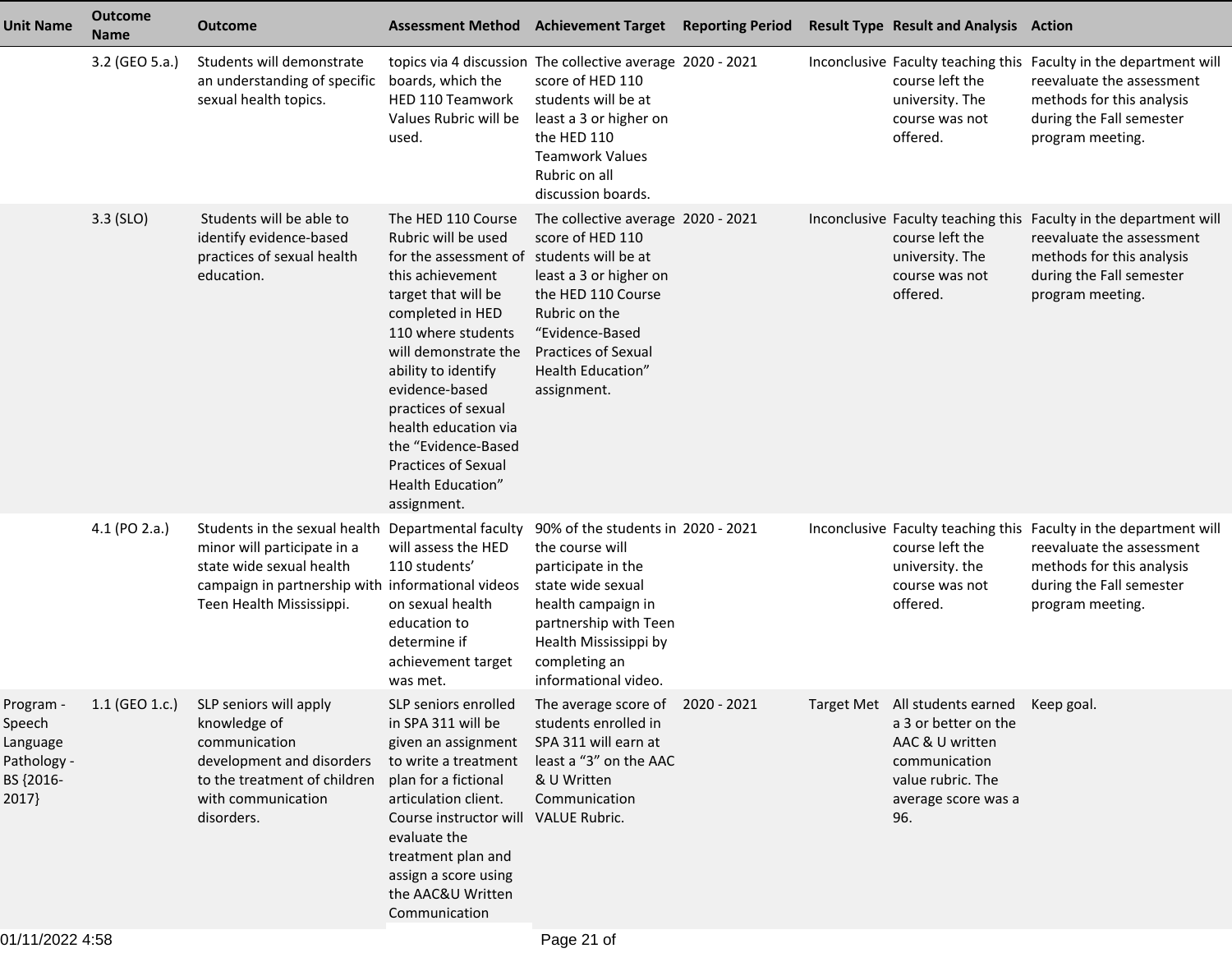| Unit Name | Outcome Name | Outcome | Assessment Method | Achievement Target | Reporting Period | Result Type | Result and Analysis | Action |
|---|---|---|---|---|---|---|---|---|
| | 3.2 (GEO 5.a.) | Students will demonstrate an understanding of specific sexual health topics. | topics via 4 discussion boards, which the HED 110 Teamwork Values Rubric will be used. | The collective average score of HED 110 students will be at least a 3 or higher on the HED 110 Teamwork Values Rubric on all discussion boards. | 2020 - 2021 | Inconclusive | Faculty teaching this course left the university. The course was not offered. | Faculty in the department will reevaluate the assessment methods for this analysis during the Fall semester program meeting. |
| | 3.3 (SLO) | Students will be able to identify evidence-based practices of sexual health education. | The HED 110 Course Rubric will be used for the assessment of this achievement target that will be completed in HED 110 where students will demonstrate the ability to identify evidence-based practices of sexual health education via the "Evidence-Based Practices of Sexual Health Education" assignment. | The collective average score of HED 110 students will be at least a 3 or higher on the HED 110 Course Rubric on the "Evidence-Based Practices of Sexual Health Education" assignment. | 2020 - 2021 | Inconclusive | Faculty teaching this course left the university. The course was not offered. | Faculty in the department will reevaluate the assessment methods for this analysis during the Fall semester program meeting. |
| | 4.1 (PO 2.a.) | Students in the sexual health minor will participate in a state wide sexual health campaign in partnership with Teen Health Mississippi. | Departmental faculty will assess the HED 110 students' informational videos on sexual health education to determine if achievement target was met. | 90% of the students in the course will participate in the state wide sexual health campaign in partnership with Teen Health Mississippi by completing an informational video. | 2020 - 2021 | Inconclusive | Faculty teaching this course left the university. the course was not offered. | Faculty in the department will reevaluate the assessment methods for this analysis during the Fall semester program meeting. |
| Program - Speech Language Pathology - BS {2016-2017} | 1.1 (GEO 1.c.) | SLP seniors will apply knowledge of communication development and disorders to the treatment of children with communication disorders. | SLP seniors enrolled in SPA 311 will be given an assignment to write a treatment plan for a fictional articulation client. Course instructor will evaluate the treatment plan and assign a score using the AAC&U Written Communication | The average score of students enrolled in SPA 311 will earn at least a "3" on the AAC & U Written Communication VALUE Rubric. | 2020 - 2021 | Target Met | All students earned a 3 or better on the AAC & U written communication value rubric. The average score was a 96. | Keep goal. |

01/11/2022 4:58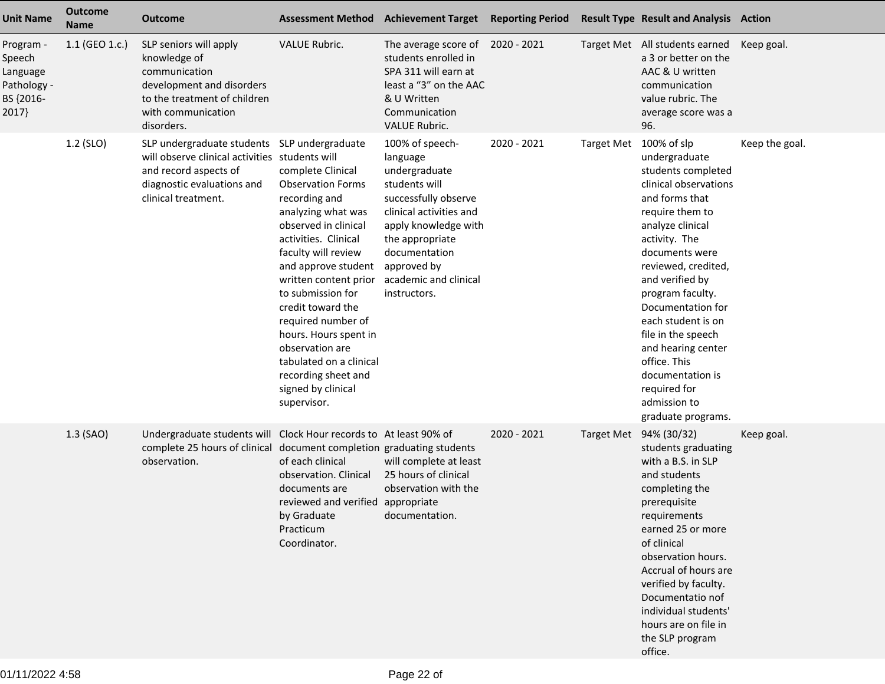| Unit Name | Outcome Name | Outcome | Assessment Method | Achievement Target | Reporting Period | Result Type | Result and Analysis | Action |
|---|---|---|---|---|---|---|---|---|
| Program - Speech Language Pathology - BS {2016-2017} | 1.1 (GEO 1.c.) | SLP seniors will apply knowledge of communication development and disorders to the treatment of children with communication disorders. | VALUE Rubric. | The average score of students enrolled in SPA 311 will earn at least a "3" on the AAC & U Written Communication VALUE Rubric. | 2020 - 2021 | Target Met | All students earned a 3 or better on the AAC & U written communication value rubric. The average score was a 96. | Keep goal. |
| | 1.2 (SLO) | SLP undergraduate students will observe clinical activities and record aspects of diagnostic evaluations and clinical treatment. | SLP undergraduate students will complete Clinical Observation Forms recording and analyzing what was observed in clinical activities. Clinical faculty will review and approve student written content prior to submission for credit toward the required number of hours. Hours spent in observation are tabulated on a clinical recording sheet and signed by clinical supervisor. | 100% of speech-language undergraduate students will successfully observe clinical activities and apply knowledge with the appropriate documentation approved by academic and clinical instructors. | 2020 - 2021 | Target Met | 100% of slp undergraduate students completed clinical observations and forms that require them to analyze clinical activity. The documents were reviewed, credited, and verified by program faculty. Documentation for each student is on file in the speech and hearing center office. This documentation is required for admission to graduate programs. | Keep the goal. |
| | 1.3 (SAO) | Undergraduate students will complete 25 hours of clinical observation. | Clock Hour records to document completion of each clinical observation. Clinical documents are reviewed and verified by Graduate Practicum Coordinator. | At least 90% of graduating students will complete at least 25 hours of clinical observation with the appropriate documentation. | 2020 - 2021 | Target Met | 94% (30/32) students graduating with a B.S. in SLP and students completing the prerequisite requirements earned 25 or more of clinical observation hours. Accrual of hours are verified by faculty. Documentatio nof individual students' hours are on file in the SLP program office. | Keep goal. |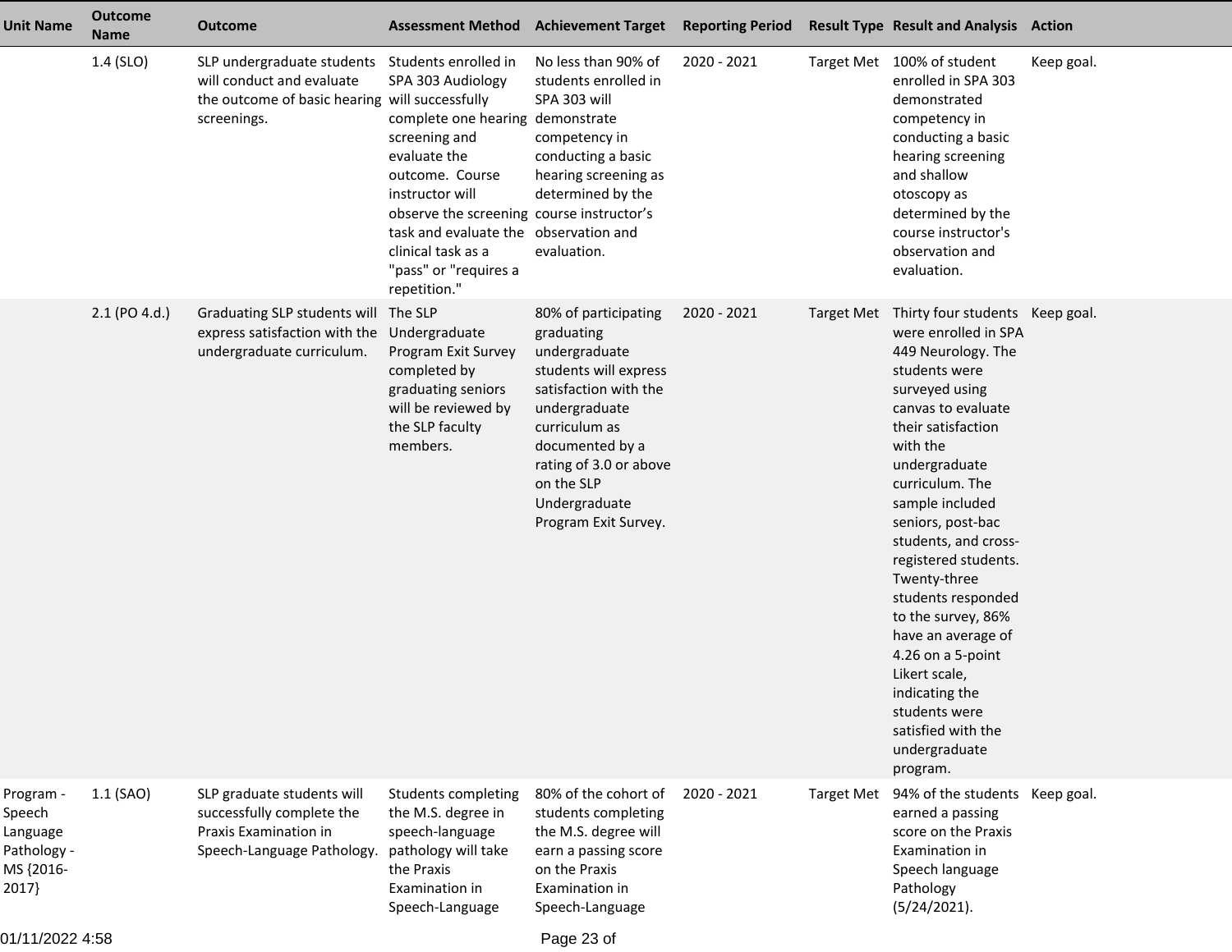| Unit Name | Outcome Name | Outcome | Assessment Method | Achievement Target | Reporting Period | Result Type | Result and Analysis | Action |
|---|---|---|---|---|---|---|---|---|
| | 1.4 (SLO) | SLP undergraduate students will conduct and evaluate the outcome of basic hearing screenings. | Students enrolled in SPA 303 Audiology will successfully complete one hearing screening and evaluate the outcome. Course instructor will observe the screening task and evaluate the clinical task as a "pass" or "requires a repetition." | No less than 90% of students enrolled in SPA 303 will demonstrate competency in conducting a basic hearing screening as determined by the course instructor's observation and evaluation. | 2020 - 2021 | Target Met | 100% of student enrolled in SPA 303 demonstrated competency in conducting a basic hearing screening and shallow otoscopy as determined by the course instructor's observation and evaluation. | Keep goal. |
| | 2.1 (PO 4.d.) | Graduating SLP students will express satisfaction with the undergraduate curriculum. | The SLP Undergraduate Program Exit Survey completed by graduating seniors will be reviewed by the SLP faculty members. | 80% of participating graduating undergraduate students will express satisfaction with the undergraduate curriculum as documented by a rating of 3.0 or above on the SLP Undergraduate Program Exit Survey. | 2020 - 2021 | Target Met | Thirty four students were enrolled in SPA 449 Neurology. The students were surveyed using canvas to evaluate their satisfaction with the undergraduate curriculum. The sample included seniors, post-bac students, and cross-registered students. Twenty-three students responded to the survey, 86% have an average of 4.26 on a 5-point Likert scale, indicating the students were satisfied with the undergraduate program. | Keep goal. |
| Program - Speech Language Pathology - MS {2016-2017} | 1.1 (SAO) | SLP graduate students will successfully complete the Praxis Examination in Speech-Language Pathology. | Students completing the M.S. degree in speech-language pathology will take the Praxis Examination in Speech-Language | 80% of the cohort of students completing the M.S. degree will earn a passing score on the Praxis Examination in Speech-Language | 2020 - 2021 | Target Met | 94% of the students earned a passing score on the Praxis Examination in Speech language Pathology (5/24/2021). | Keep goal. |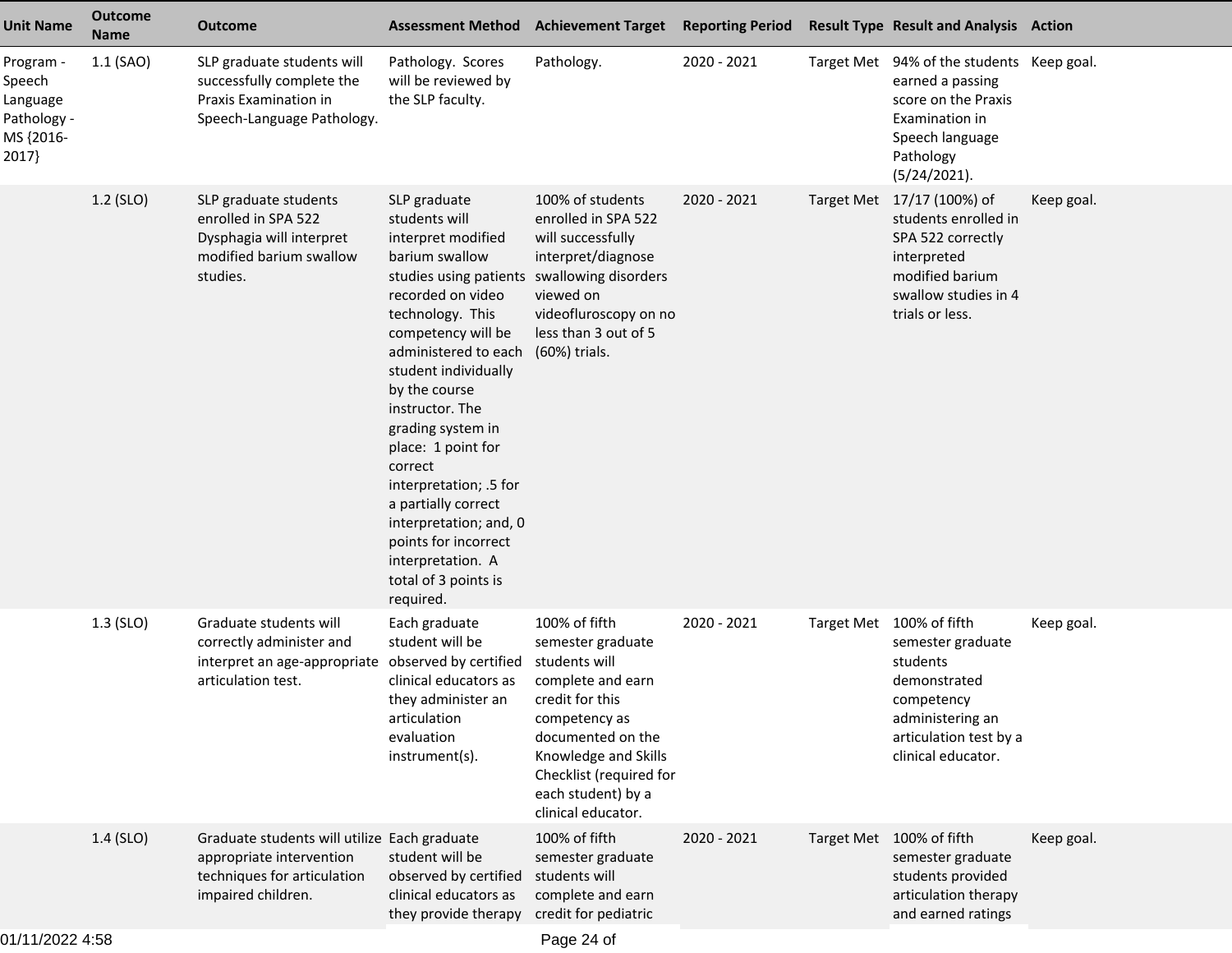| Unit Name | Outcome Name | Outcome | Assessment Method | Achievement Target | Reporting Period | Result Type | Result and Analysis | Action |
|---|---|---|---|---|---|---|---|---|
| Program - Speech Language Pathology - MS {2016-2017} | 1.1 (SAO) | SLP graduate students will successfully complete the Praxis Examination in Speech-Language Pathology. | Pathology. Scores will be reviewed by the SLP faculty. | Pathology. | 2020 - 2021 | Target Met | 94% of the students earned a passing score on the Praxis Examination in Speech language Pathology (5/24/2021). | Keep goal. |
| | 1.2 (SLO) | SLP graduate students enrolled in SPA 522 Dysphagia will interpret modified barium swallow studies. | SLP graduate students will interpret modified barium swallow studies using patients recorded on video technology. This competency will be administered to each student individually by the course instructor. The grading system in place: 1 point for correct interpretation; .5 for a partially correct interpretation; and, 0 points for incorrect interpretation. A total of 3 points is required. | 100% of students enrolled in SPA 522 will successfully interpret/diagnose swallowing disorders viewed on videofluroscopy on no less than 3 out of 5 (60%) trials. | 2020 - 2021 | Target Met | 17/17 (100%) of students enrolled in SPA 522 correctly interpreted modified barium swallow studies in 4 trials or less. | Keep goal. |
| | 1.3 (SLO) | Graduate students will correctly administer and interpret an age-appropriate articulation test. | Each graduate student will be observed by certified clinical educators as they administer an articulation evaluation instrument(s). | 100% of fifth semester graduate students will complete and earn credit for this competency as documented on the Knowledge and Skills Checklist (required for each student) by a clinical educator. | 2020 - 2021 | Target Met | 100% of fifth semester graduate students demonstrated competency administering an articulation test by a clinical educator. | Keep goal. |
| | 1.4 (SLO) | Graduate students will utilize appropriate intervention techniques for articulation impaired children. | Each graduate student will be observed by certified clinical educators as they provide therapy | 100% of fifth semester graduate students will complete and earn credit for pediatric | 2020 - 2021 | Target Met | 100% of fifth semester graduate students provided articulation therapy and earned ratings | Keep goal. |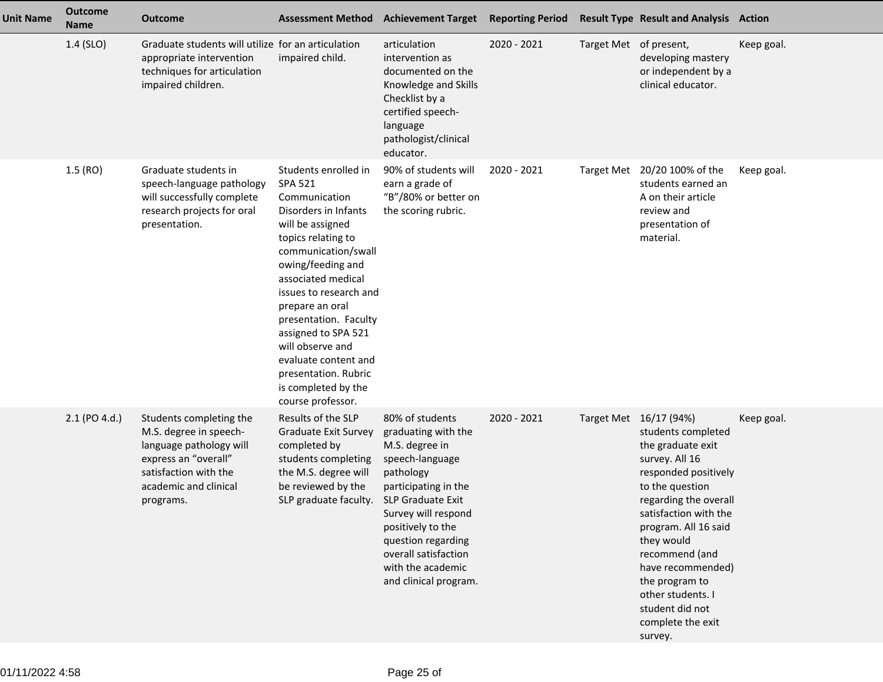| Unit Name | Outcome Name | Outcome | Assessment Method | Achievement Target | Reporting Period | Result Type | Result and Analysis | Action |
|---|---|---|---|---|---|---|---|---|
| | 1.4 (SLO) | Graduate students will utilize appropriate intervention techniques for articulation impaired children. | for an articulation impaired child. | articulation intervention as documented on the Knowledge and Skills Checklist by a certified speech-language pathologist/clinical educator. | 2020 - 2021 | Target Met | of present, developing mastery or independent by a clinical educator. | Keep goal. |
| | 1.5 (RO) | Graduate students in speech-language pathology will successfully complete research projects for oral presentation. | Students enrolled in SPA 521 Communication Disorders in Infants will be assigned topics relating to communication/swallowing/feeding and associated medical issues to research and prepare an oral presentation. Faculty assigned to SPA 521 will observe and evaluate content and presentation. Rubric is completed by the course professor. | 90% of students will earn a grade of "B"/80% or better on the scoring rubric. | 2020 - 2021 | Target Met | 20/20 100% of the students earned an A on their article review and presentation of material. | Keep goal. |
| | 2.1 (PO 4.d.) | Students completing the M.S. degree in speech-language pathology will express an "overall" satisfaction with the academic and clinical programs. | Results of the SLP Graduate Exit Survey completed by students completing the M.S. degree will be reviewed by the SLP graduate faculty. | 80% of students graduating with the M.S. degree in speech-language pathology participating in the SLP Graduate Exit Survey will respond positively to the question regarding overall satisfaction with the academic and clinical program. | 2020 - 2021 | Target Met | 16/17 (94%) students completed the graduate exit survey. All 16 responded positively to the question regarding the overall satisfaction with the program. All 16 said they would recommend (and have recommended) the program to other students. I student did not complete the exit survey. | Keep goal. |